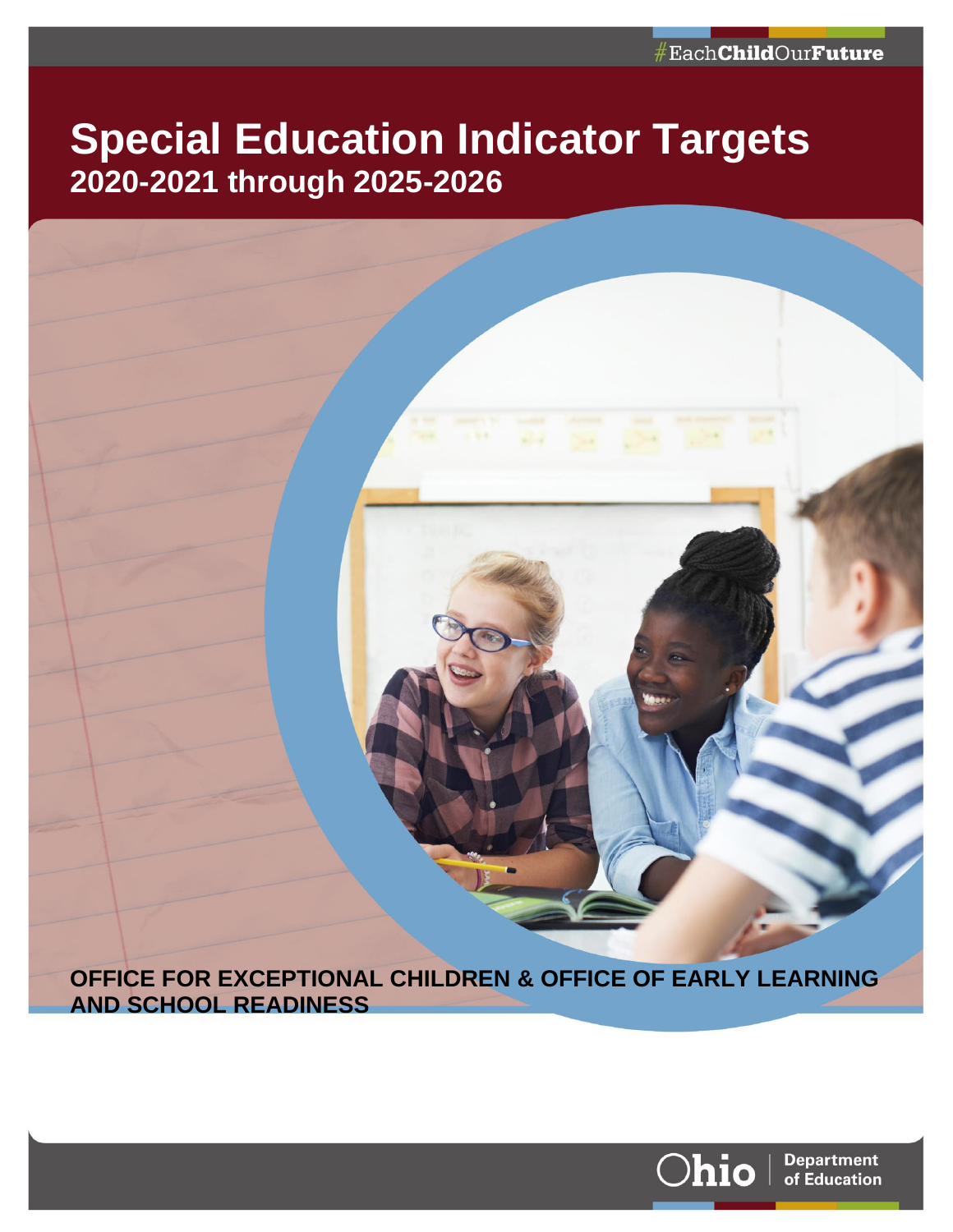#EachChildOurFuture

# Special Education Indicator Targets

## 2020-2021 through 2025-2026

**OFFICE FOR EXCEPTIONAL CHILDREN & OFFICE OF EARLY LEARNING AND SCHOOL READINESS**

Ohio | Department of Education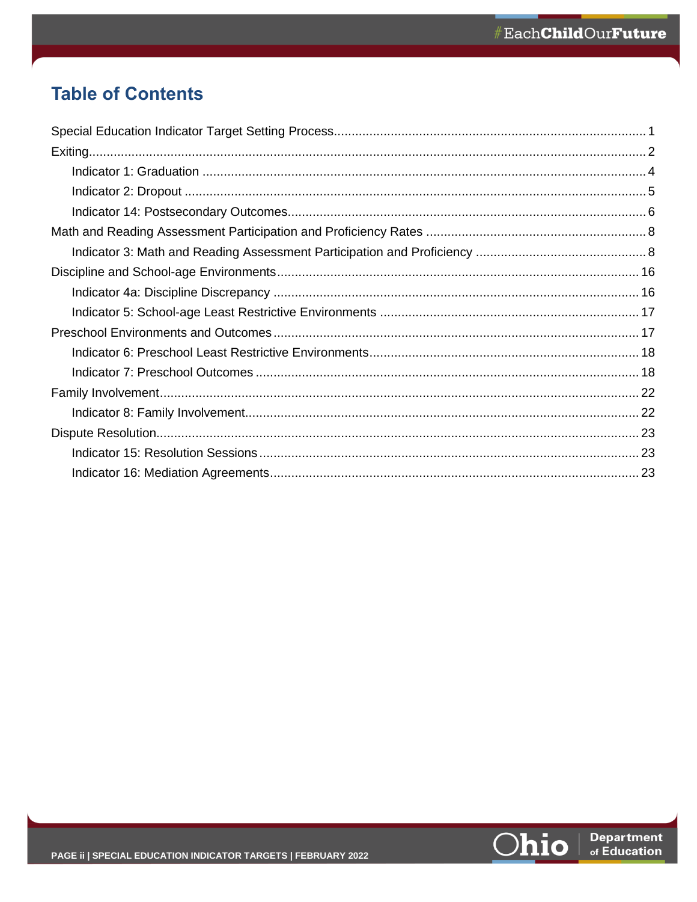# Table of Contents

- Special Education Indicator Target Setting Process ........ 1
- Exiting ........ 2
  - Indicator 1: Graduation ........ 4
  - Indicator 2: Dropout ........ 5
  - Indicator 14: Postsecondary Outcomes ........ 6
- Math and Reading Assessment Participation and Proficiency Rates ........ 8
  - Indicator 3: Math and Reading Assessment Participation and Proficiency ........ 8
- Discipline and School-age Environments ........ 16
  - Indicator 4a: Discipline Discrepancy ........ 16
  - Indicator 5: School-age Least Restrictive Environments ........ 17
- Preschool Environments and Outcomes ........ 17
  - Indicator 6: Preschool Least Restrictive Environments ........ 18
  - Indicator 7: Preschool Outcomes ........ 18
- Family Involvement ........ 22
  - Indicator 8: Family Involvement ........ 22
- Dispute Resolution ........ 23
  - Indicator 15: Resolution Sessions ........ 23
  - Indicator 16: Mediation Agreements ........ 23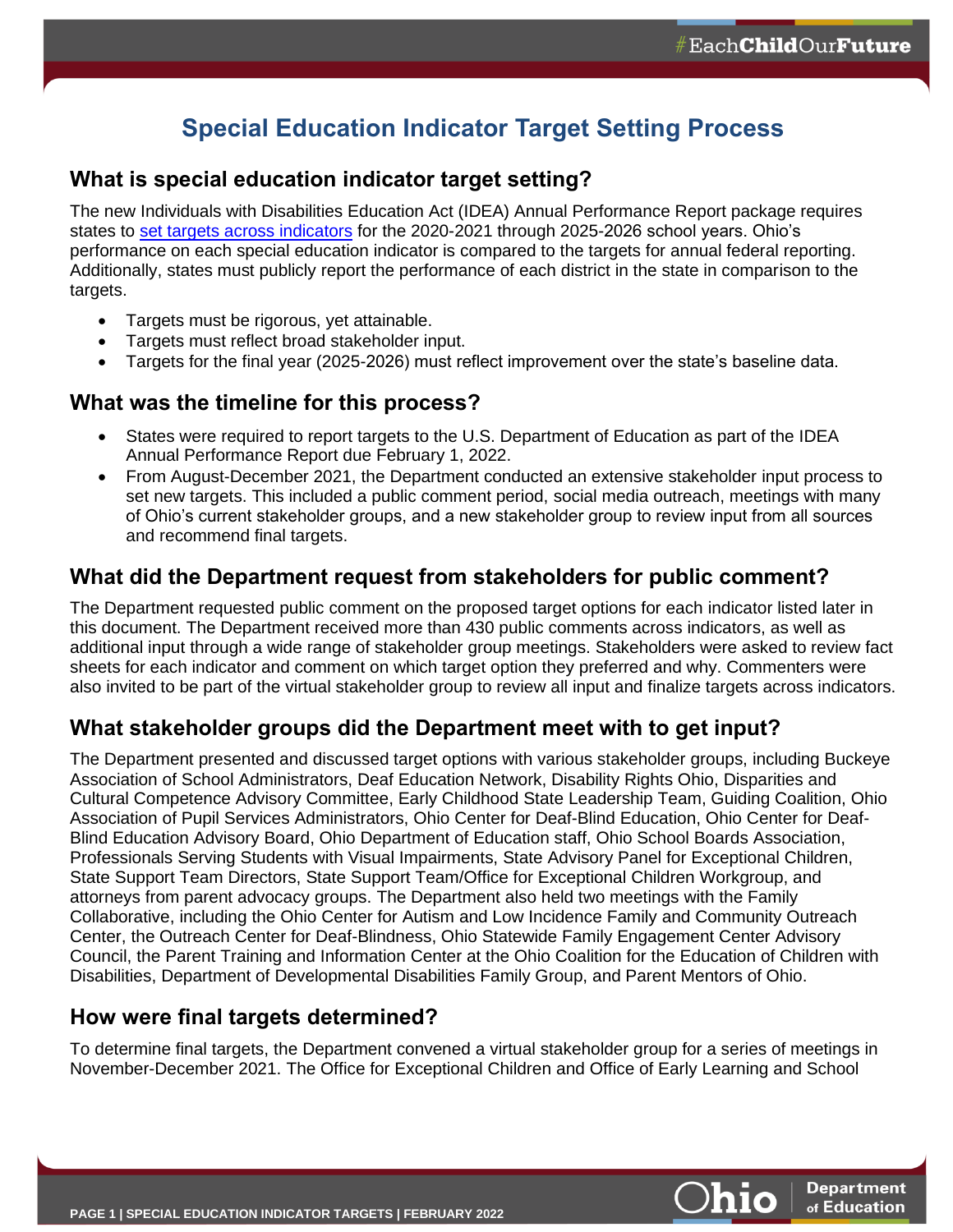# Special Education Indicator Target Setting Process

## What is special education indicator target setting?

The new Individuals with Disabilities Education Act (IDEA) Annual Performance Report package requires states to set targets across indicators for the 2020-2021 through 2025-2026 school years. Ohio's performance on each special education indicator is compared to the targets for annual federal reporting. Additionally, states must publicly report the performance of each district in the state in comparison to the targets.

- Targets must be rigorous, yet attainable.
- Targets must reflect broad stakeholder input.
- Targets for the final year (2025-2026) must reflect improvement over the state's baseline data.

## What was the timeline for this process?

- States were required to report targets to the U.S. Department of Education as part of the IDEA Annual Performance Report due February 1, 2022.
- From August-December 2021, the Department conducted an extensive stakeholder input process to set new targets. This included a public comment period, social media outreach, meetings with many of Ohio's current stakeholder groups, and a new stakeholder group to review input from all sources and recommend final targets.

## What did the Department request from stakeholders for public comment?

The Department requested public comment on the proposed target options for each indicator listed later in this document. The Department received more than 430 public comments across indicators, as well as additional input through a wide range of stakeholder group meetings. Stakeholders were asked to review fact sheets for each indicator and comment on which target option they preferred and why. Commenters were also invited to be part of the virtual stakeholder group to review all input and finalize targets across indicators.

## What stakeholder groups did the Department meet with to get input?

The Department presented and discussed target options with various stakeholder groups, including Buckeye Association of School Administrators, Deaf Education Network, Disability Rights Ohio, Disparities and Cultural Competence Advisory Committee, Early Childhood State Leadership Team, Guiding Coalition, Ohio Association of Pupil Services Administrators, Ohio Center for Deaf-Blind Education, Ohio Center for Deaf-Blind Education Advisory Board, Ohio Department of Education staff, Ohio School Boards Association, Professionals Serving Students with Visual Impairments, State Advisory Panel for Exceptional Children, State Support Team Directors, State Support Team/Office for Exceptional Children Workgroup, and attorneys from parent advocacy groups. The Department also held two meetings with the Family Collaborative, including the Ohio Center for Autism and Low Incidence Family and Community Outreach Center, the Outreach Center for Deaf-Blindness, Ohio Statewide Family Engagement Center Advisory Council, the Parent Training and Information Center at the Ohio Coalition for the Education of Children with Disabilities, Department of Developmental Disabilities Family Group, and Parent Mentors of Ohio.

## How were final targets determined?

To determine final targets, the Department convened a virtual stakeholder group for a series of meetings in November-December 2021. The Office for Exceptional Children and Office of Early Learning and School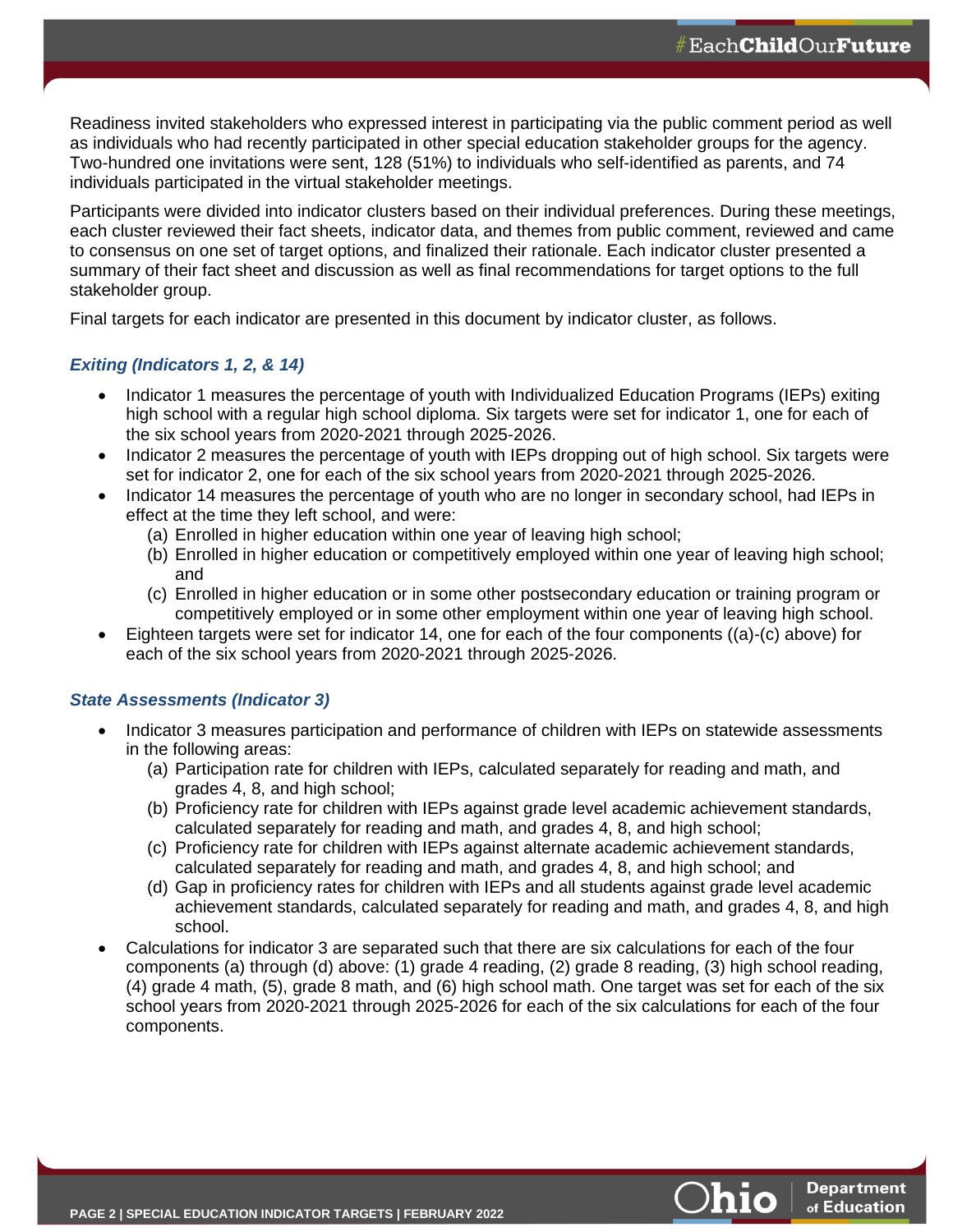Readiness invited stakeholders who expressed interest in participating via the public comment period as well as individuals who had recently participated in other special education stakeholder groups for the agency. Two-hundred one invitations were sent, 128 (51%) to individuals who self-identified as parents, and 74 individuals participated in the virtual stakeholder meetings.

Participants were divided into indicator clusters based on their individual preferences. During these meetings, each cluster reviewed their fact sheets, indicator data, and themes from public comment, reviewed and came to consensus on one set of target options, and finalized their rationale. Each indicator cluster presented a summary of their fact sheet and discussion as well as final recommendations for target options to the full stakeholder group.

Final targets for each indicator are presented in this document by indicator cluster, as follows.

### *Exiting (Indicators 1, 2, & 14)*

- Indicator 1 measures the percentage of youth with Individualized Education Programs (IEPs) exiting high school with a regular high school diploma. Six targets were set for indicator 1, one for each of the six school years from 2020-2021 through 2025-2026.
- Indicator 2 measures the percentage of youth with IEPs dropping out of high school. Six targets were set for indicator 2, one for each of the six school years from 2020-2021 through 2025-2026.
- Indicator 14 measures the percentage of youth who are no longer in secondary school, had IEPs in effect at the time they left school, and were:
  - (a) Enrolled in higher education within one year of leaving high school;
  - (b) Enrolled in higher education or competitively employed within one year of leaving high school; and
  - (c) Enrolled in higher education or in some other postsecondary education or training program or competitively employed or in some other employment within one year of leaving high school.
- Eighteen targets were set for indicator 14, one for each of the four components ((a)-(c) above) for each of the six school years from 2020-2021 through 2025-2026.

### *State Assessments (Indicator 3)*

- Indicator 3 measures participation and performance of children with IEPs on statewide assessments in the following areas:
  - (a) Participation rate for children with IEPs, calculated separately for reading and math, and grades 4, 8, and high school;
  - (b) Proficiency rate for children with IEPs against grade level academic achievement standards, calculated separately for reading and math, and grades 4, 8, and high school;
  - (c) Proficiency rate for children with IEPs against alternate academic achievement standards, calculated separately for reading and math, and grades 4, 8, and high school; and
  - (d) Gap in proficiency rates for children with IEPs and all students against grade level academic achievement standards, calculated separately for reading and math, and grades 4, 8, and high school.
- Calculations for indicator 3 are separated such that there are six calculations for each of the four components (a) through (d) above: (1) grade 4 reading, (2) grade 8 reading, (3) high school reading, (4) grade 4 math, (5), grade 8 math, and (6) high school math. One target was set for each of the six school years from 2020-2021 through 2025-2026 for each of the six calculations for each of the four components.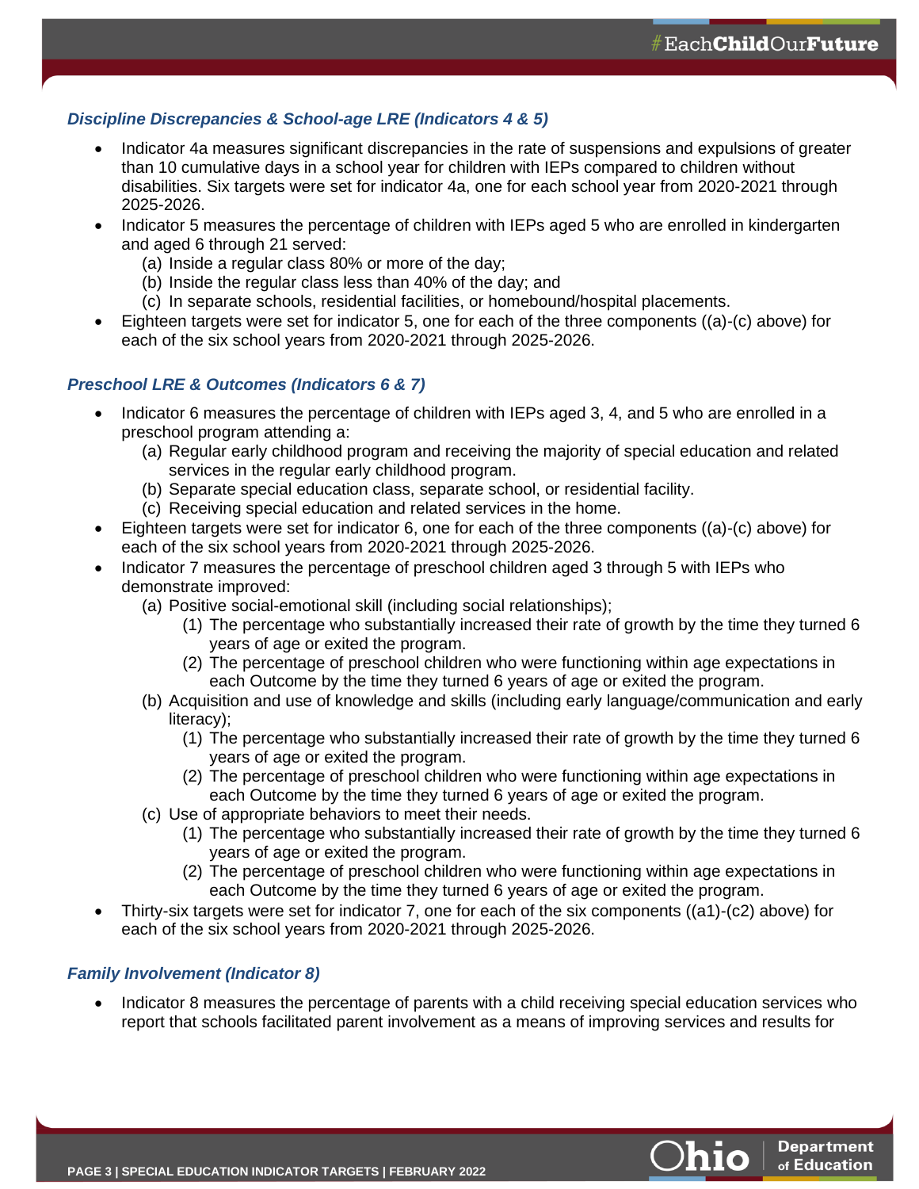### *Discipline Discrepancies & School-age LRE (Indicators 4 & 5)*

- Indicator 4a measures significant discrepancies in the rate of suspensions and expulsions of greater than 10 cumulative days in a school year for children with IEPs compared to children without disabilities. Six targets were set for indicator 4a, one for each school year from 2020-2021 through 2025-2026.
- Indicator 5 measures the percentage of children with IEPs aged 5 who are enrolled in kindergarten and aged 6 through 21 served:
  - (a) Inside a regular class 80% or more of the day;
  - (b) Inside the regular class less than 40% of the day; and
  - (c) In separate schools, residential facilities, or homebound/hospital placements.
- Eighteen targets were set for indicator 5, one for each of the three components ((a)-(c) above) for each of the six school years from 2020-2021 through 2025-2026.

### *Preschool LRE & Outcomes (Indicators 6 & 7)*

- Indicator 6 measures the percentage of children with IEPs aged 3, 4, and 5 who are enrolled in a preschool program attending a:
  - (a) Regular early childhood program and receiving the majority of special education and related services in the regular early childhood program.
  - (b) Separate special education class, separate school, or residential facility.
  - (c) Receiving special education and related services in the home.
- Eighteen targets were set for indicator 6, one for each of the three components ((a)-(c) above) for each of the six school years from 2020-2021 through 2025-2026.
- Indicator 7 measures the percentage of preschool children aged 3 through 5 with IEPs who demonstrate improved:
  - (a) Positive social-emotional skill (including social relationships);
    - (1) The percentage who substantially increased their rate of growth by the time they turned 6 years of age or exited the program.
    - (2) The percentage of preschool children who were functioning within age expectations in each Outcome by the time they turned 6 years of age or exited the program.
  - (b) Acquisition and use of knowledge and skills (including early language/communication and early literacy);
    - (1) The percentage who substantially increased their rate of growth by the time they turned 6 years of age or exited the program.
    - (2) The percentage of preschool children who were functioning within age expectations in each Outcome by the time they turned 6 years of age or exited the program.
  - (c) Use of appropriate behaviors to meet their needs.
    - (1) The percentage who substantially increased their rate of growth by the time they turned 6 years of age or exited the program.
    - (2) The percentage of preschool children who were functioning within age expectations in each Outcome by the time they turned 6 years of age or exited the program.
- Thirty-six targets were set for indicator 7, one for each of the six components ((a1)-(c2) above) for each of the six school years from 2020-2021 through 2025-2026.

### *Family Involvement (Indicator 8)*

- Indicator 8 measures the percentage of parents with a child receiving special education services who report that schools facilitated parent involvement as a means of improving services and results for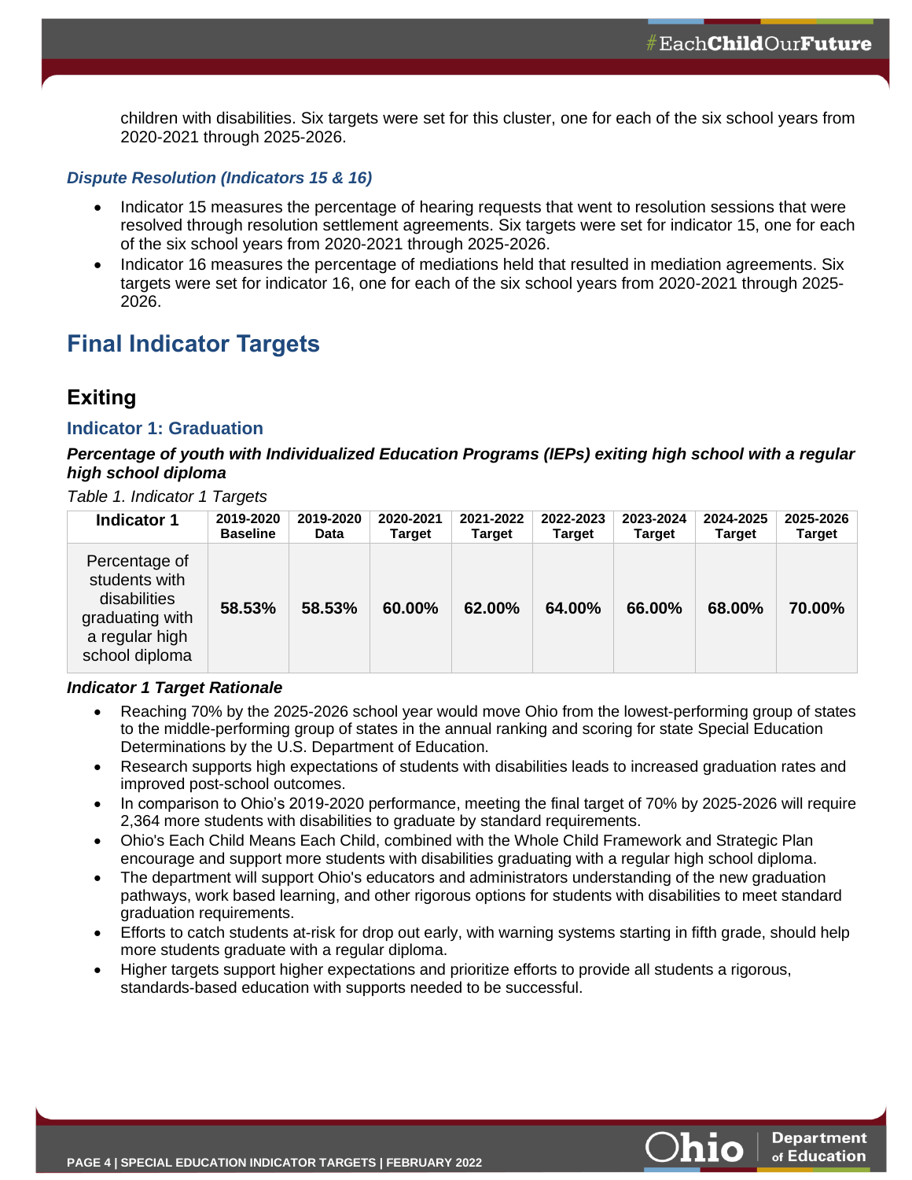children with disabilities. Six targets were set for this cluster, one for each of the six school years from 2020-2021 through 2025-2026.

### *Dispute Resolution (Indicators 15 & 16)*

- Indicator 15 measures the percentage of hearing requests that went to resolution sessions that were resolved through resolution settlement agreements. Six targets were set for indicator 15, one for each of the six school years from 2020-2021 through 2025-2026.
- Indicator 16 measures the percentage of mediations held that resulted in mediation agreements. Six targets were set for indicator 16, one for each of the six school years from 2020-2021 through 2025-2026.

# Final Indicator Targets

## Exiting

### Indicator 1: Graduation

***Percentage of youth with Individualized Education Programs (IEPs) exiting high school with a regular high school diploma***

*Table 1. Indicator 1 Targets*

| Indicator 1 | 2019-2020 Baseline | 2019-2020 Data | 2020-2021 Target | 2021-2022 Target | 2022-2023 Target | 2023-2024 Target | 2024-2025 Target | 2025-2026 Target |
|---|---|---|---|---|---|---|---|---|
| Percentage of students with disabilities graduating with a regular high school diploma | **58.53%** | **58.53%** | **60.00%** | **62.00%** | **64.00%** | **66.00%** | **68.00%** | **70.00%** |

***Indicator 1 Target Rationale***

- Reaching 70% by the 2025-2026 school year would move Ohio from the lowest-performing group of states to the middle-performing group of states in the annual ranking and scoring for state Special Education Determinations by the U.S. Department of Education.
- Research supports high expectations of students with disabilities leads to increased graduation rates and improved post-school outcomes.
- In comparison to Ohio's 2019-2020 performance, meeting the final target of 70% by 2025-2026 will require 2,364 more students with disabilities to graduate by standard requirements.
- Ohio's Each Child Means Each Child, combined with the Whole Child Framework and Strategic Plan encourage and support more students with disabilities graduating with a regular high school diploma.
- The department will support Ohio's educators and administrators understanding of the new graduation pathways, work based learning, and other rigorous options for students with disabilities to meet standard graduation requirements.
- Efforts to catch students at-risk for drop out early, with warning systems starting in fifth grade, should help more students graduate with a regular diploma.
- Higher targets support higher expectations and prioritize efforts to provide all students a rigorous, standards-based education with supports needed to be successful.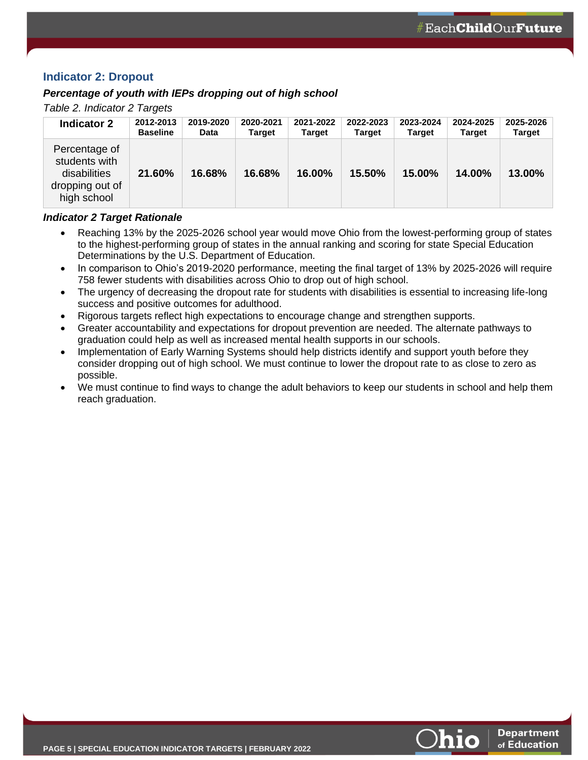## Indicator 2: Dropout

***Percentage of youth with IEPs dropping out of high school***

*Table 2. Indicator 2 Targets*

| Indicator 2 | 2012-2013 Baseline | 2019-2020 Data | 2020-2021 Target | 2021-2022 Target | 2022-2023 Target | 2023-2024 Target | 2024-2025 Target | 2025-2026 Target |
|---|---|---|---|---|---|---|---|---|
| Percentage of students with disabilities dropping out of high school | **21.60%** | **16.68%** | **16.68%** | **16.00%** | **15.50%** | **15.00%** | **14.00%** | **13.00%** |

***Indicator 2 Target Rationale***

- Reaching 13% by the 2025-2026 school year would move Ohio from the lowest-performing group of states to the highest-performing group of states in the annual ranking and scoring for state Special Education Determinations by the U.S. Department of Education.
- In comparison to Ohio's 2019-2020 performance, meeting the final target of 13% by 2025-2026 will require 758 fewer students with disabilities across Ohio to drop out of high school.
- The urgency of decreasing the dropout rate for students with disabilities is essential to increasing life-long success and positive outcomes for adulthood.
- Rigorous targets reflect high expectations to encourage change and strengthen supports.
- Greater accountability and expectations for dropout prevention are needed. The alternate pathways to graduation could help as well as increased mental health supports in our schools.
- Implementation of Early Warning Systems should help districts identify and support youth before they consider dropping out of high school. We must continue to lower the dropout rate to as close to zero as possible.
- We must continue to find ways to change the adult behaviors to keep our students in school and help them reach graduation.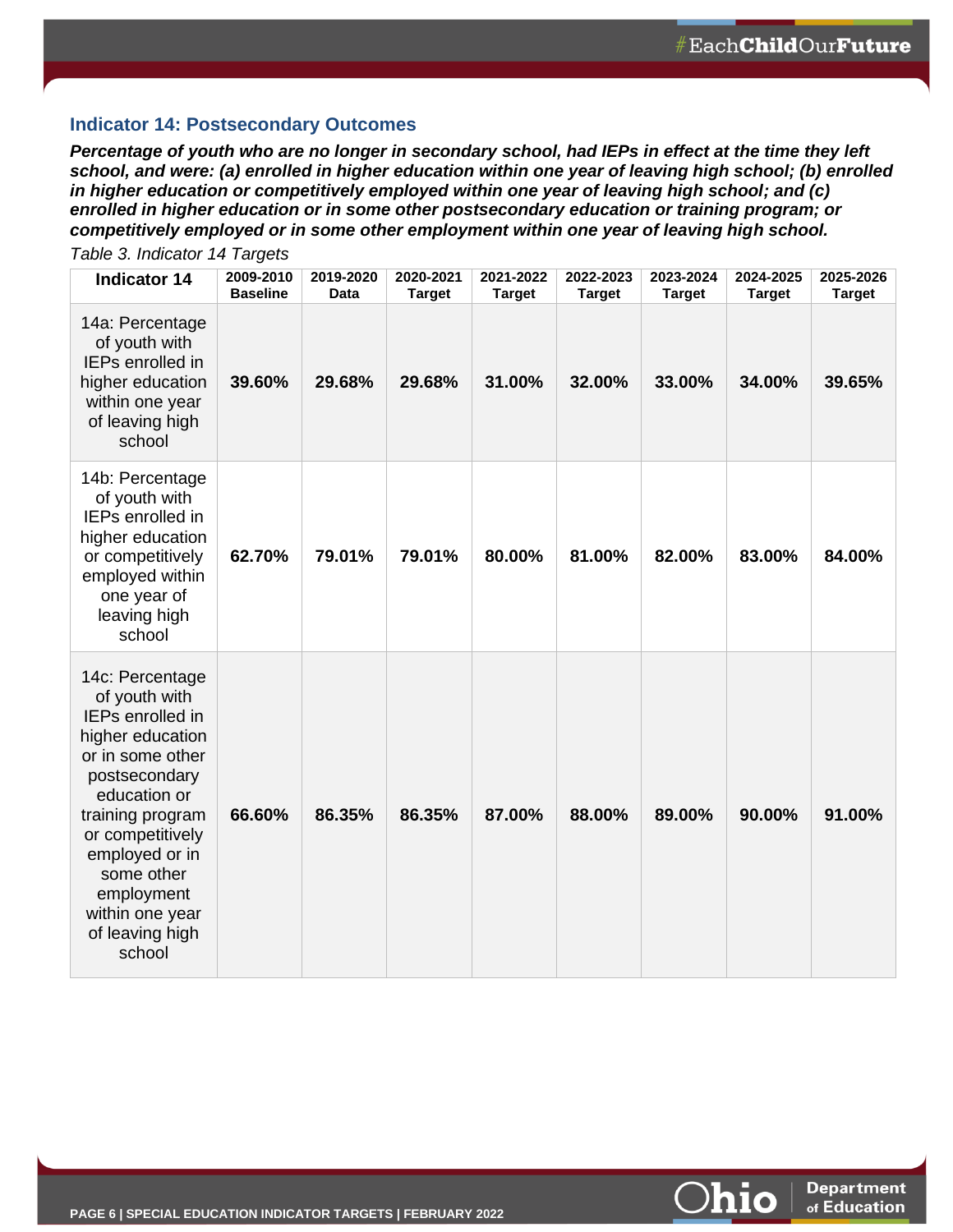### Indicator 14: Postsecondary Outcomes

***Percentage of youth who are no longer in secondary school, had IEPs in effect at the time they left school, and were: (a) enrolled in higher education within one year of leaving high school; (b) enrolled in higher education or competitively employed within one year of leaving high school; and (c) enrolled in higher education or in some other postsecondary education or training program; or competitively employed or in some other employment within one year of leaving high school.***

*Table 3. Indicator 14 Targets*

| Indicator 14 | 2009-2010 Baseline | 2019-2020 Data | 2020-2021 Target | 2021-2022 Target | 2022-2023 Target | 2023-2024 Target | 2024-2025 Target | 2025-2026 Target |
|---|---|---|---|---|---|---|---|---|
| 14a: Percentage of youth with IEPs enrolled in higher education within one year of leaving high school | **39.60%** | **29.68%** | **29.68%** | **31.00%** | **32.00%** | **33.00%** | **34.00%** | **39.65%** |
| 14b: Percentage of youth with IEPs enrolled in higher education or competitively employed within one year of leaving high school | **62.70%** | **79.01%** | **79.01%** | **80.00%** | **81.00%** | **82.00%** | **83.00%** | **84.00%** |
| 14c: Percentage of youth with IEPs enrolled in higher education or in some other postsecondary education or training program or competitively employed or in some other employment within one year of leaving high school | **66.60%** | **86.35%** | **86.35%** | **87.00%** | **88.00%** | **89.00%** | **90.00%** | **91.00%** |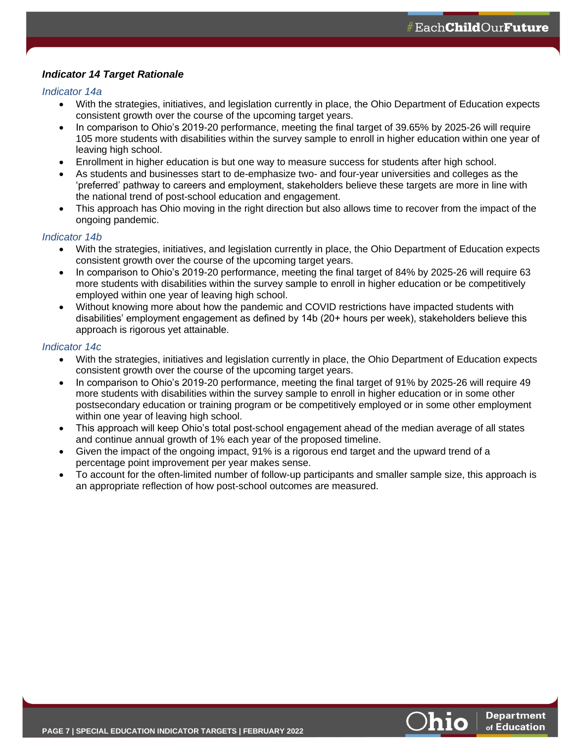### ***Indicator 14 Target Rationale***

#### *Indicator 14a*

- With the strategies, initiatives, and legislation currently in place, the Ohio Department of Education expects consistent growth over the course of the upcoming target years.
- In comparison to Ohio's 2019-20 performance, meeting the final target of 39.65% by 2025-26 will require 105 more students with disabilities within the survey sample to enroll in higher education within one year of leaving high school.
- Enrollment in higher education is but one way to measure success for students after high school.
- As students and businesses start to de-emphasize two- and four-year universities and colleges as the 'preferred' pathway to careers and employment, stakeholders believe these targets are more in line with the national trend of post-school education and engagement.
- This approach has Ohio moving in the right direction but also allows time to recover from the impact of the ongoing pandemic.

#### *Indicator 14b*

- With the strategies, initiatives, and legislation currently in place, the Ohio Department of Education expects consistent growth over the course of the upcoming target years.
- In comparison to Ohio's 2019-20 performance, meeting the final target of 84% by 2025-26 will require 63 more students with disabilities within the survey sample to enroll in higher education or be competitively employed within one year of leaving high school.
- Without knowing more about how the pandemic and COVID restrictions have impacted students with disabilities' employment engagement as defined by 14b (20+ hours per week), stakeholders believe this approach is rigorous yet attainable.

#### *Indicator 14c*

- With the strategies, initiatives and legislation currently in place, the Ohio Department of Education expects consistent growth over the course of the upcoming target years.
- In comparison to Ohio's 2019-20 performance, meeting the final target of 91% by 2025-26 will require 49 more students with disabilities within the survey sample to enroll in higher education or in some other postsecondary education or training program or be competitively employed or in some other employment within one year of leaving high school.
- This approach will keep Ohio's total post-school engagement ahead of the median average of all states and continue annual growth of 1% each year of the proposed timeline.
- Given the impact of the ongoing impact, 91% is a rigorous end target and the upward trend of a percentage point improvement per year makes sense.
- To account for the often-limited number of follow-up participants and smaller sample size, this approach is an appropriate reflection of how post-school outcomes are measured.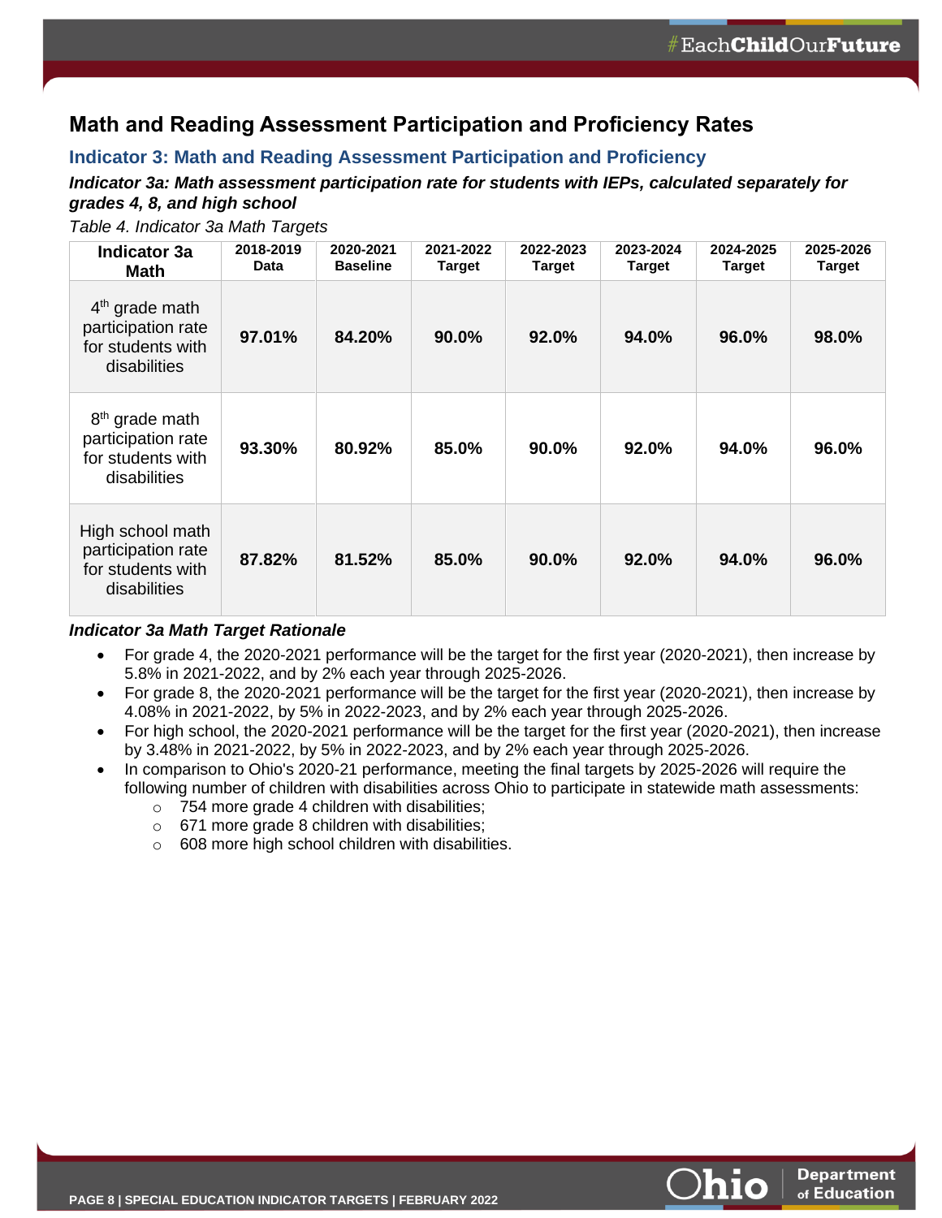## Math and Reading Assessment Participation and Proficiency Rates

### Indicator 3: Math and Reading Assessment Participation and Proficiency

#### *Indicator 3a: Math assessment participation rate for students with IEPs, calculated separately for grades 4, 8, and high school*

*Table 4. Indicator 3a Math Targets*

| Indicator 3a Math | 2018-2019 Data | 2020-2021 Baseline | 2021-2022 Target | 2022-2023 Target | 2023-2024 Target | 2024-2025 Target | 2025-2026 Target |
|---|---|---|---|---|---|---|---|
| 4th grade math participation rate for students with disabilities | **97.01%** | **84.20%** | **90.0%** | **92.0%** | **94.0%** | **96.0%** | **98.0%** |
| 8th grade math participation rate for students with disabilities | **93.30%** | **80.92%** | **85.0%** | **90.0%** | **92.0%** | **94.0%** | **96.0%** |
| High school math participation rate for students with disabilities | **87.82%** | **81.52%** | **85.0%** | **90.0%** | **92.0%** | **94.0%** | **96.0%** |

***Indicator 3a Math Target Rationale***

- For grade 4, the 2020-2021 performance will be the target for the first year (2020-2021), then increase by 5.8% in 2021-2022, and by 2% each year through 2025-2026.
- For grade 8, the 2020-2021 performance will be the target for the first year (2020-2021), then increase by 4.08% in 2021-2022, by 5% in 2022-2023, and by 2% each year through 2025-2026.
- For high school, the 2020-2021 performance will be the target for the first year (2020-2021), then increase by 3.48% in 2021-2022, by 5% in 2022-2023, and by 2% each year through 2025-2026.
- In comparison to Ohio's 2020-21 performance, meeting the final targets by 2025-2026 will require the following number of children with disabilities across Ohio to participate in statewide math assessments:
    - 754 more grade 4 children with disabilities;
    - 671 more grade 8 children with disabilities;
    - 608 more high school children with disabilities.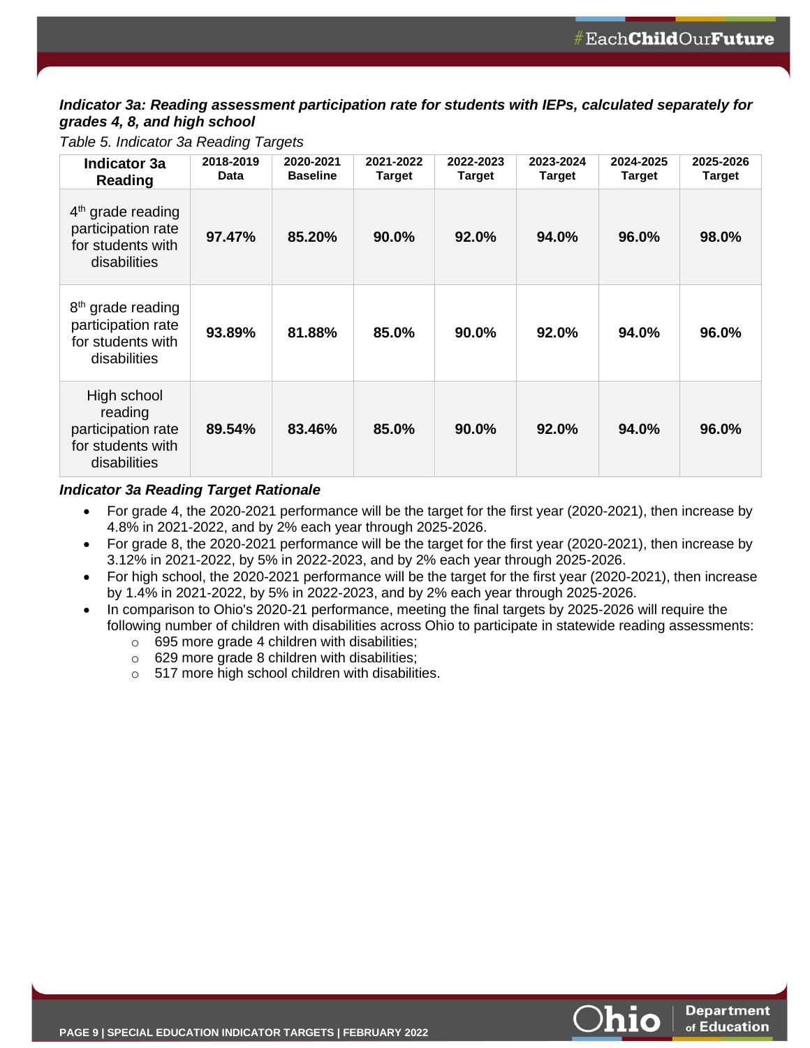### *Indicator 3a: Reading assessment participation rate for students with IEPs, calculated separately for grades 4, 8, and high school*

*Table 5. Indicator 3a Reading Targets*

| Indicator 3a Reading | 2018-2019 Data | 2020-2021 Baseline | 2021-2022 Target | 2022-2023 Target | 2023-2024 Target | 2024-2025 Target | 2025-2026 Target |
|---|---|---|---|---|---|---|---|
| 4th grade reading participation rate for students with disabilities | **97.47%** | **85.20%** | **90.0%** | **92.0%** | **94.0%** | **96.0%** | **98.0%** |
| 8th grade reading participation rate for students with disabilities | **93.89%** | **81.88%** | **85.0%** | **90.0%** | **92.0%** | **94.0%** | **96.0%** |
| High school reading participation rate for students with disabilities | **89.54%** | **83.46%** | **85.0%** | **90.0%** | **92.0%** | **94.0%** | **96.0%** |

#### *Indicator 3a Reading Target Rationale*

- For grade 4, the 2020-2021 performance will be the target for the first year (2020-2021), then increase by 4.8% in 2021-2022, and by 2% each year through 2025-2026.
- For grade 8, the 2020-2021 performance will be the target for the first year (2020-2021), then increase by 3.12% in 2021-2022, by 5% in 2022-2023, and by 2% each year through 2025-2026.
- For high school, the 2020-2021 performance will be the target for the first year (2020-2021), then increase by 1.4% in 2021-2022, by 5% in 2022-2023, and by 2% each year through 2025-2026.
- In comparison to Ohio's 2020-21 performance, meeting the final targets by 2025-2026 will require the following number of children with disabilities across Ohio to participate in statewide reading assessments:
  - 695 more grade 4 children with disabilities;
  - 629 more grade 8 children with disabilities;
  - 517 more high school children with disabilities.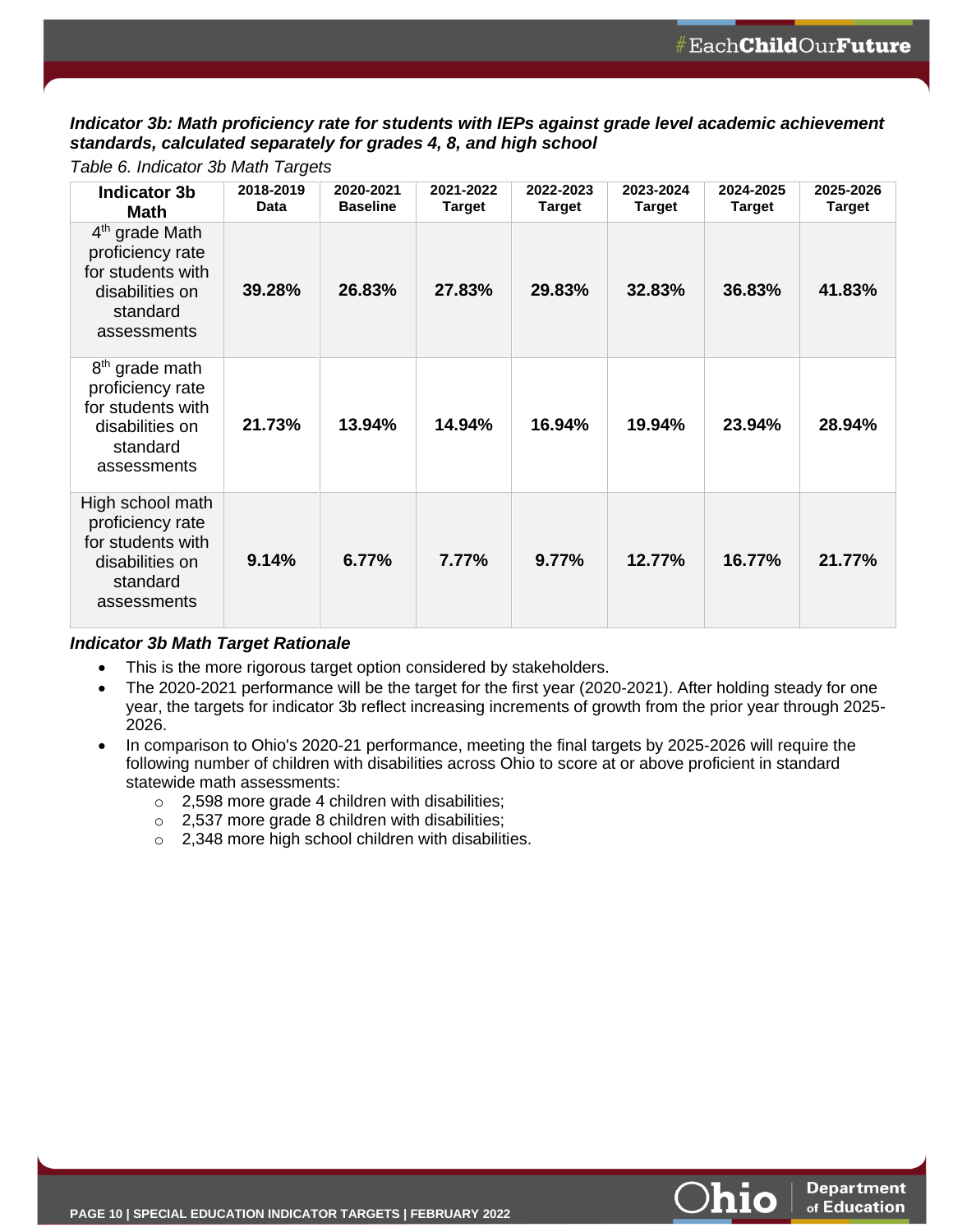### *Indicator 3b: Math proficiency rate for students with IEPs against grade level academic achievement standards, calculated separately for grades 4, 8, and high school*

*Table 6. Indicator 3b Math Targets*

| Indicator 3b Math | 2018-2019 Data | 2020-2021 Baseline | 2021-2022 Target | 2022-2023 Target | 2023-2024 Target | 2024-2025 Target | 2025-2026 Target |
|---|---|---|---|---|---|---|---|
| 4th grade Math proficiency rate for students with disabilities on standard assessments | **39.28%** | **26.83%** | **27.83%** | **29.83%** | **32.83%** | **36.83%** | **41.83%** |
| 8th grade math proficiency rate for students with disabilities on standard assessments | **21.73%** | **13.94%** | **14.94%** | **16.94%** | **19.94%** | **23.94%** | **28.94%** |
| High school math proficiency rate for students with disabilities on standard assessments | **9.14%** | **6.77%** | **7.77%** | **9.77%** | **12.77%** | **16.77%** | **21.77%** |

***Indicator 3b Math Target Rationale***

- This is the more rigorous target option considered by stakeholders.
- The 2020-2021 performance will be the target for the first year (2020-2021). After holding steady for one year, the targets for indicator 3b reflect increasing increments of growth from the prior year through 2025-2026.
- In comparison to Ohio's 2020-21 performance, meeting the final targets by 2025-2026 will require the following number of children with disabilities across Ohio to score at or above proficient in standard statewide math assessments:
  - 2,598 more grade 4 children with disabilities;
  - 2,537 more grade 8 children with disabilities;
  - 2,348 more high school children with disabilities.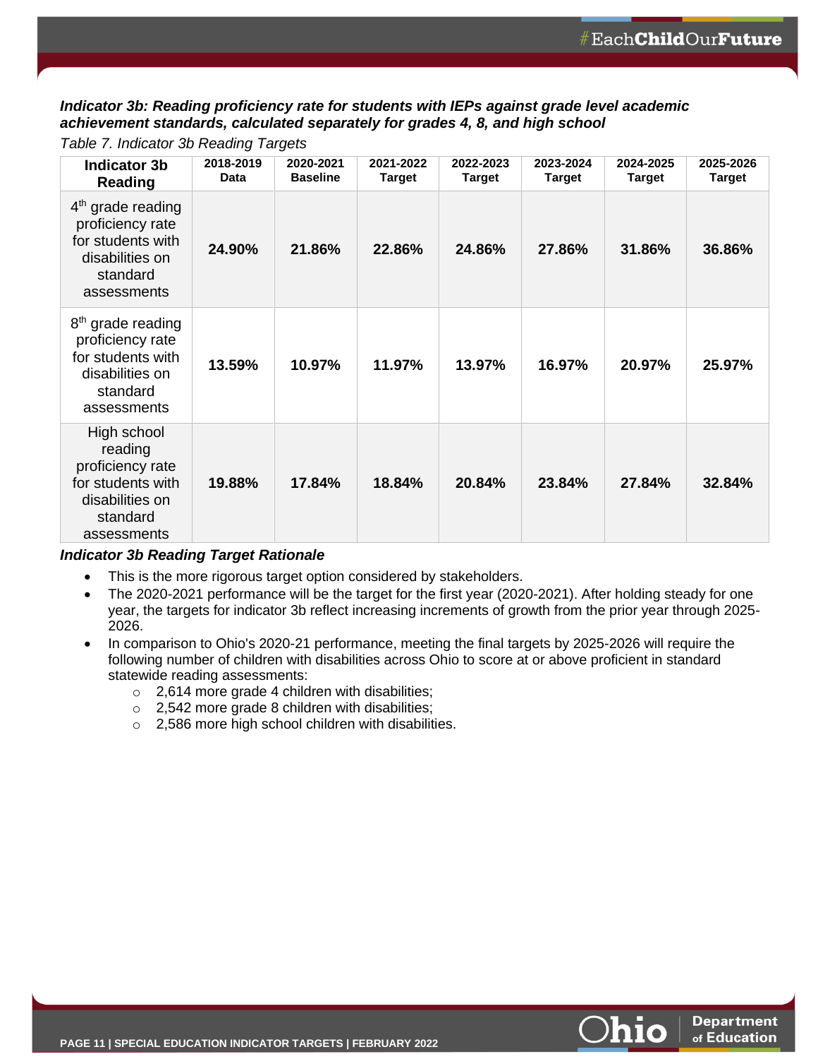### *Indicator 3b: Reading proficiency rate for students with IEPs against grade level academic achievement standards, calculated separately for grades 4, 8, and high school*

*Table 7. Indicator 3b Reading Targets*

| Indicator 3b Reading | 2018-2019 Data | 2020-2021 Baseline | 2021-2022 Target | 2022-2023 Target | 2023-2024 Target | 2024-2025 Target | 2025-2026 Target |
|---|---|---|---|---|---|---|---|
| 4th grade reading proficiency rate for students with disabilities on standard assessments | **24.90%** | **21.86%** | **22.86%** | **24.86%** | **27.86%** | **31.86%** | **36.86%** |
| 8th grade reading proficiency rate for students with disabilities on standard assessments | **13.59%** | **10.97%** | **11.97%** | **13.97%** | **16.97%** | **20.97%** | **25.97%** |
| High school reading proficiency rate for students with disabilities on standard assessments | **19.88%** | **17.84%** | **18.84%** | **20.84%** | **23.84%** | **27.84%** | **32.84%** |

#### *Indicator 3b Reading Target Rationale*

- This is the more rigorous target option considered by stakeholders.
- The 2020-2021 performance will be the target for the first year (2020-2021). After holding steady for one year, the targets for indicator 3b reflect increasing increments of growth from the prior year through 2025-2026.
- In comparison to Ohio's 2020-21 performance, meeting the final targets by 2025-2026 will require the following number of children with disabilities across Ohio to score at or above proficient in standard statewide reading assessments:
  - 2,614 more grade 4 children with disabilities;
  - 2,542 more grade 8 children with disabilities;
  - 2,586 more high school children with disabilities.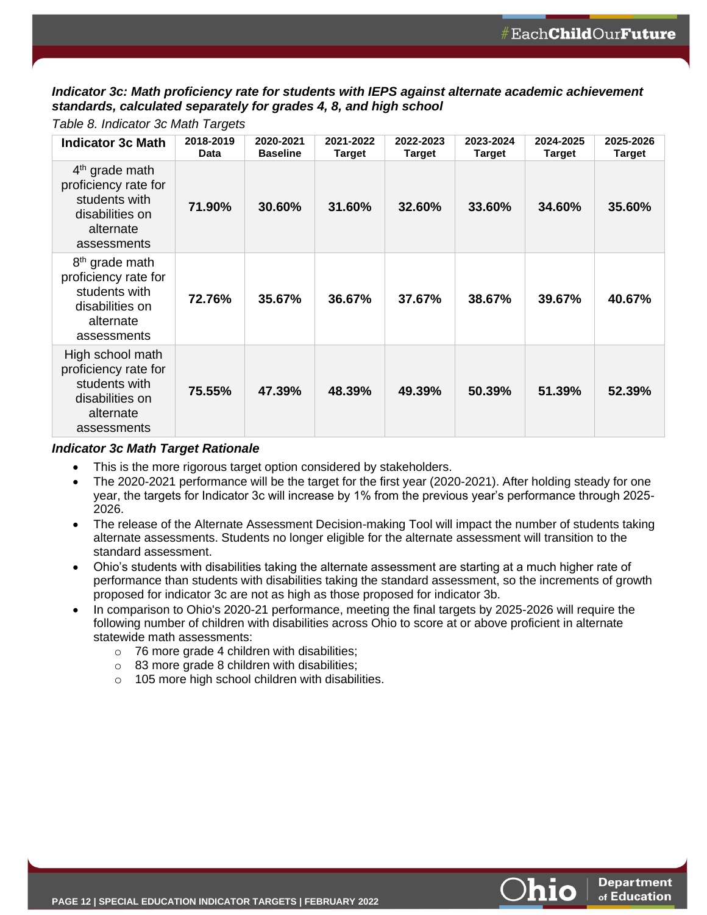### *Indicator 3c: Math proficiency rate for students with IEPS against alternate academic achievement standards, calculated separately for grades 4, 8, and high school*

*Table 8. Indicator 3c Math Targets*

| Indicator 3c Math | 2018-2019 Data | 2020-2021 Baseline | 2021-2022 Target | 2022-2023 Target | 2023-2024 Target | 2024-2025 Target | 2025-2026 Target |
|---|---|---|---|---|---|---|---|
| 4th grade math proficiency rate for students with disabilities on alternate assessments | **71.90%** | **30.60%** | **31.60%** | **32.60%** | **33.60%** | **34.60%** | **35.60%** |
| 8th grade math proficiency rate for students with disabilities on alternate assessments | **72.76%** | **35.67%** | **36.67%** | **37.67%** | **38.67%** | **39.67%** | **40.67%** |
| High school math proficiency rate for students with disabilities on alternate assessments | **75.55%** | **47.39%** | **48.39%** | **49.39%** | **50.39%** | **51.39%** | **52.39%** |

#### *Indicator 3c Math Target Rationale*

- This is the more rigorous target option considered by stakeholders.
- The 2020-2021 performance will be the target for the first year (2020-2021). After holding steady for one year, the targets for Indicator 3c will increase by 1% from the previous year's performance through 2025-2026.
- The release of the Alternate Assessment Decision-making Tool will impact the number of students taking alternate assessments. Students no longer eligible for the alternate assessment will transition to the standard assessment.
- Ohio's students with disabilities taking the alternate assessment are starting at a much higher rate of performance than students with disabilities taking the standard assessment, so the increments of growth proposed for indicator 3c are not as high as those proposed for indicator 3b.
- In comparison to Ohio's 2020-21 performance, meeting the final targets by 2025-2026 will require the following number of children with disabilities across Ohio to score at or above proficient in alternate statewide math assessments:
  - 76 more grade 4 children with disabilities;
  - 83 more grade 8 children with disabilities;
  - 105 more high school children with disabilities.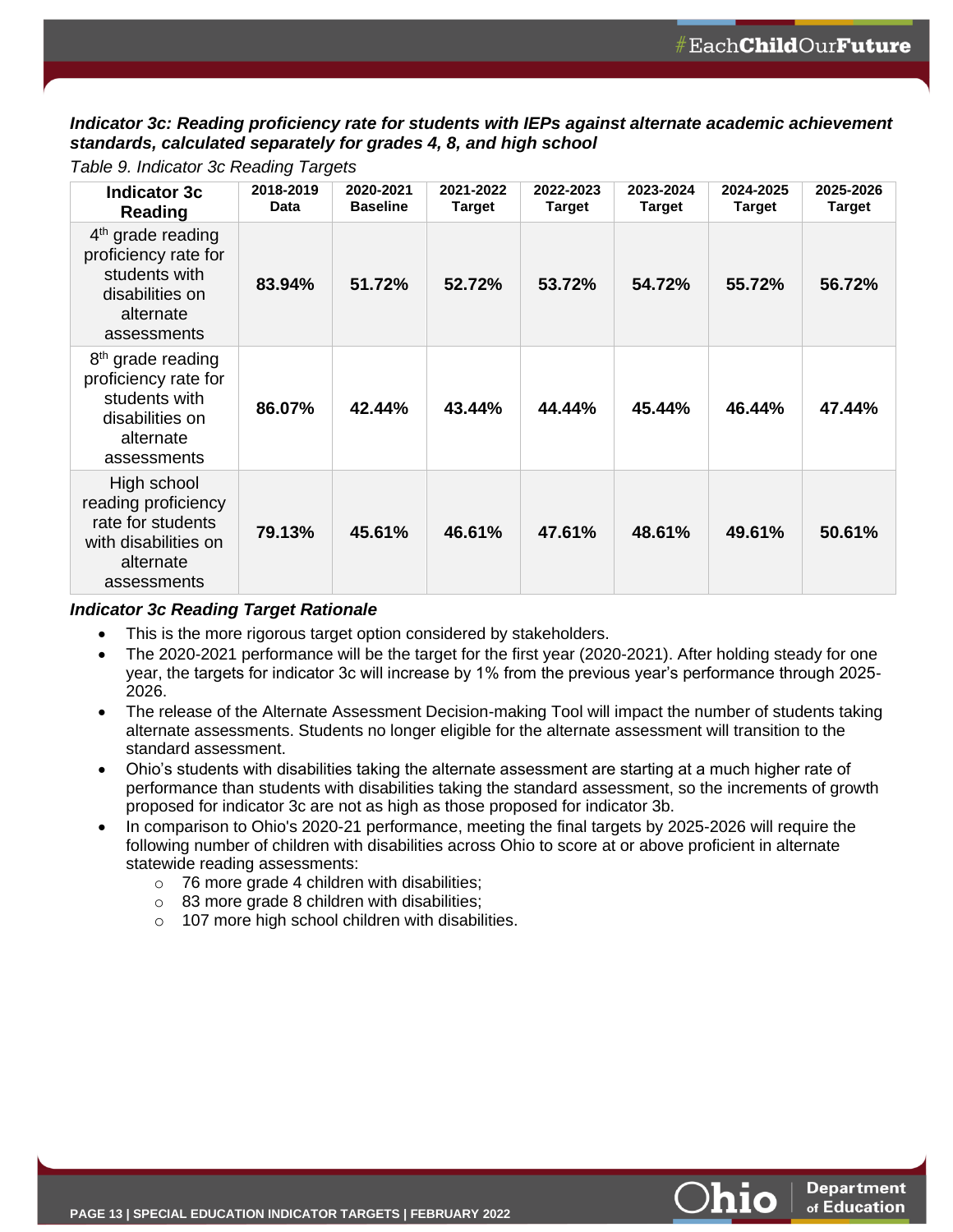### *Indicator 3c: Reading proficiency rate for students with IEPs against alternate academic achievement standards, calculated separately for grades 4, 8, and high school*

*Table 9. Indicator 3c Reading Targets*

| Indicator 3c Reading | 2018-2019 Data | 2020-2021 Baseline | 2021-2022 Target | 2022-2023 Target | 2023-2024 Target | 2024-2025 Target | 2025-2026 Target |
|---|---|---|---|---|---|---|---|
| 4th grade reading proficiency rate for students with disabilities on alternate assessments | **83.94%** | **51.72%** | **52.72%** | **53.72%** | **54.72%** | **55.72%** | **56.72%** |
| 8th grade reading proficiency rate for students with disabilities on alternate assessments | **86.07%** | **42.44%** | **43.44%** | **44.44%** | **45.44%** | **46.44%** | **47.44%** |
| High school reading proficiency rate for students with disabilities on alternate assessments | **79.13%** | **45.61%** | **46.61%** | **47.61%** | **48.61%** | **49.61%** | **50.61%** |

#### *Indicator 3c Reading Target Rationale*

- This is the more rigorous target option considered by stakeholders.
- The 2020-2021 performance will be the target for the first year (2020-2021). After holding steady for one year, the targets for indicator 3c will increase by 1% from the previous year's performance through 2025-2026.
- The release of the Alternate Assessment Decision-making Tool will impact the number of students taking alternate assessments. Students no longer eligible for the alternate assessment will transition to the standard assessment.
- Ohio's students with disabilities taking the alternate assessment are starting at a much higher rate of performance than students with disabilities taking the standard assessment, so the increments of growth proposed for indicator 3c are not as high as those proposed for indicator 3b.
- In comparison to Ohio's 2020-21 performance, meeting the final targets by 2025-2026 will require the following number of children with disabilities across Ohio to score at or above proficient in alternate statewide reading assessments:
  - 76 more grade 4 children with disabilities;
  - 83 more grade 8 children with disabilities;
  - 107 more high school children with disabilities.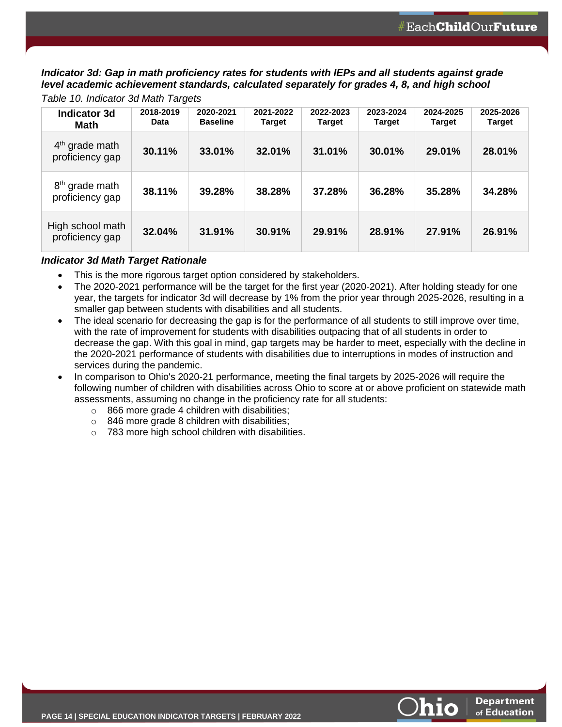### *Indicator 3d: Gap in math proficiency rates for students with IEPs and all students against grade level academic achievement standards, calculated separately for grades 4, 8, and high school*

*Table 10. Indicator 3d Math Targets*

| Indicator 3d Math | 2018-2019 Data | 2020-2021 Baseline | 2021-2022 Target | 2022-2023 Target | 2023-2024 Target | 2024-2025 Target | 2025-2026 Target |
|---|---|---|---|---|---|---|---|
| 4th grade math proficiency gap | **30.11%** | **33.01%** | **32.01%** | **31.01%** | **30.01%** | **29.01%** | **28.01%** |
| 8th grade math proficiency gap | **38.11%** | **39.28%** | **38.28%** | **37.28%** | **36.28%** | **35.28%** | **34.28%** |
| High school math proficiency gap | **32.04%** | **31.91%** | **30.91%** | **29.91%** | **28.91%** | **27.91%** | **26.91%** |

***Indicator 3d Math Target Rationale***

- This is the more rigorous target option considered by stakeholders.
- The 2020-2021 performance will be the target for the first year (2020-2021). After holding steady for one year, the targets for indicator 3d will decrease by 1% from the prior year through 2025-2026, resulting in a smaller gap between students with disabilities and all students.
- The ideal scenario for decreasing the gap is for the performance of all students to still improve over time, with the rate of improvement for students with disabilities outpacing that of all students in order to decrease the gap. With this goal in mind, gap targets may be harder to meet, especially with the decline in the 2020-2021 performance of students with disabilities due to interruptions in modes of instruction and services during the pandemic.
- In comparison to Ohio's 2020-21 performance, meeting the final targets by 2025-2026 will require the following number of children with disabilities across Ohio to score at or above proficient on statewide math assessments, assuming no change in the proficiency rate for all students:
  - 866 more grade 4 children with disabilities;
  - 846 more grade 8 children with disabilities;
  - 783 more high school children with disabilities.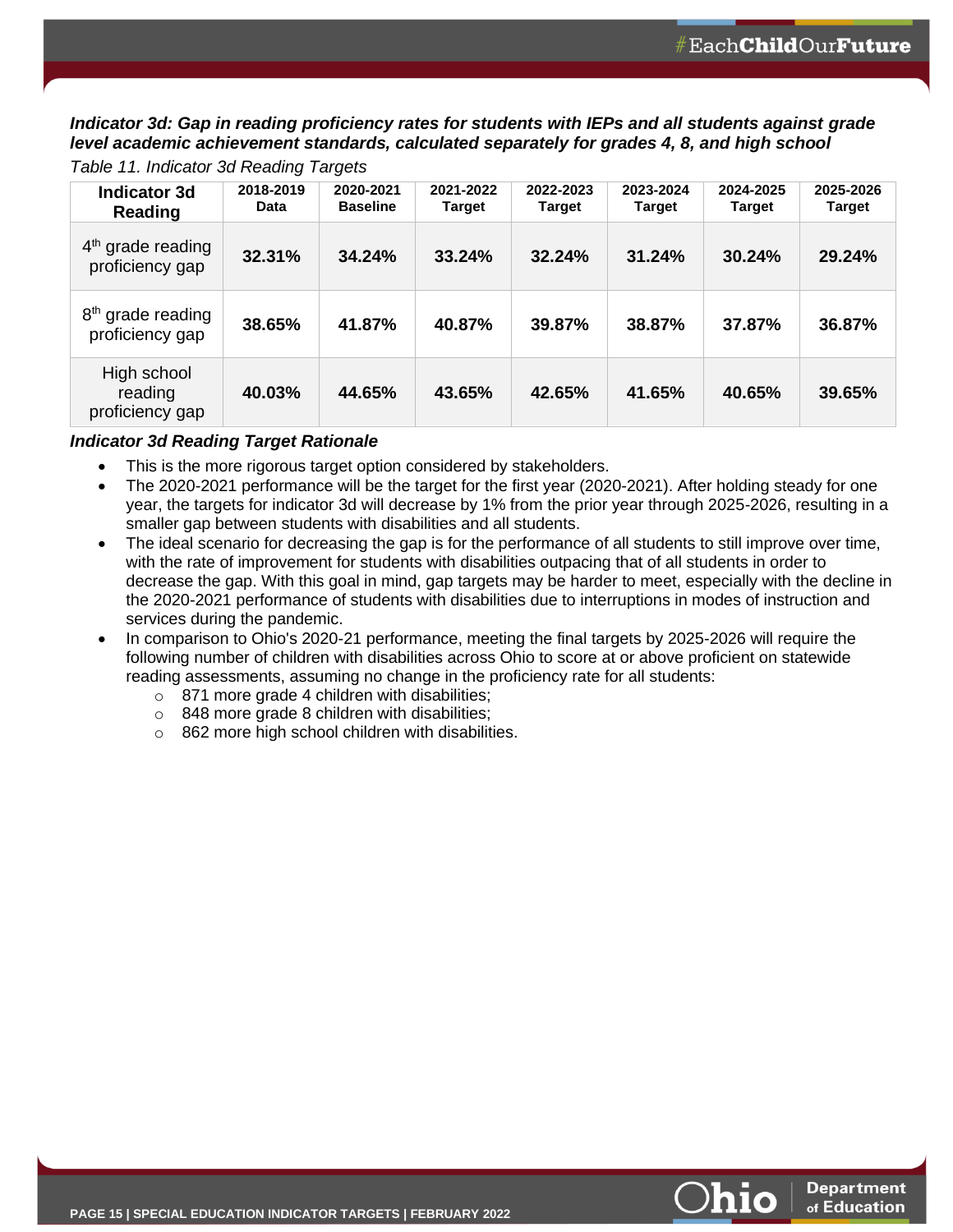***Indicator 3d: Gap in reading proficiency rates for students with IEPs and all students against grade level academic achievement standards, calculated separately for grades 4, 8, and high school***

*Table 11. Indicator 3d Reading Targets*

| Indicator 3d Reading | 2018-2019 Data | 2020-2021 Baseline | 2021-2022 Target | 2022-2023 Target | 2023-2024 Target | 2024-2025 Target | 2025-2026 Target |
|---|---|---|---|---|---|---|---|
| 4th grade reading proficiency gap | **32.31%** | **34.24%** | **33.24%** | **32.24%** | **31.24%** | **30.24%** | **29.24%** |
| 8th grade reading proficiency gap | **38.65%** | **41.87%** | **40.87%** | **39.87%** | **38.87%** | **37.87%** | **36.87%** |
| High school reading proficiency gap | **40.03%** | **44.65%** | **43.65%** | **42.65%** | **41.65%** | **40.65%** | **39.65%** |

***Indicator 3d Reading Target Rationale***

- This is the more rigorous target option considered by stakeholders.
- The 2020-2021 performance will be the target for the first year (2020-2021). After holding steady for one year, the targets for indicator 3d will decrease by 1% from the prior year through 2025-2026, resulting in a smaller gap between students with disabilities and all students.
- The ideal scenario for decreasing the gap is for the performance of all students to still improve over time, with the rate of improvement for students with disabilities outpacing that of all students in order to decrease the gap. With this goal in mind, gap targets may be harder to meet, especially with the decline in the 2020-2021 performance of students with disabilities due to interruptions in modes of instruction and services during the pandemic.
- In comparison to Ohio's 2020-21 performance, meeting the final targets by 2025-2026 will require the following number of children with disabilities across Ohio to score at or above proficient on statewide reading assessments, assuming no change in the proficiency rate for all students:
  - 871 more grade 4 children with disabilities;
  - 848 more grade 8 children with disabilities;
  - 862 more high school children with disabilities.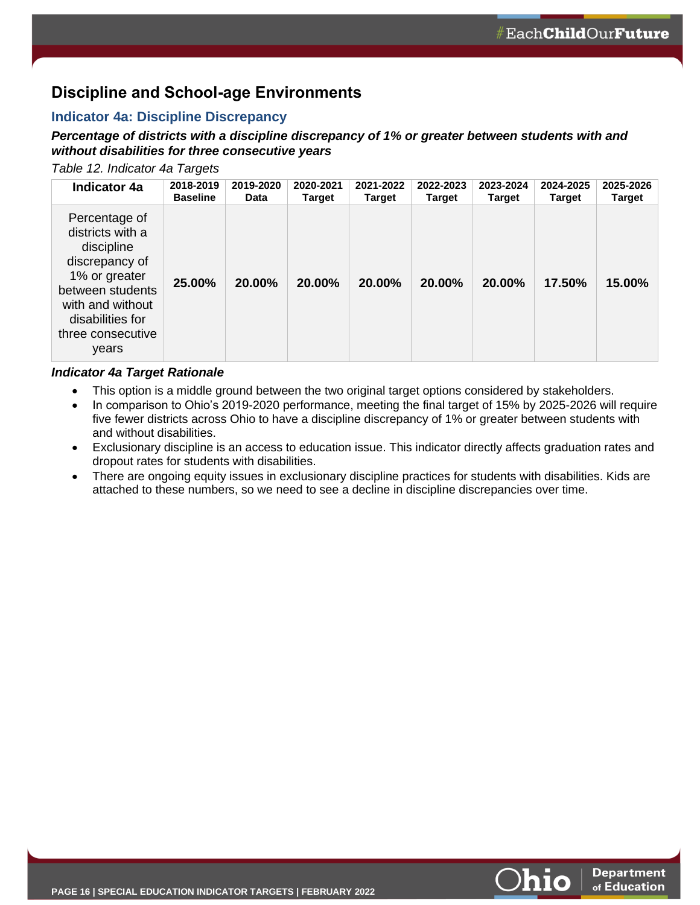## Discipline and School-age Environments

### Indicator 4a: Discipline Discrepancy

***Percentage of districts with a discipline discrepancy of 1% or greater between students with and without disabilities for three consecutive years***

*Table 12. Indicator 4a Targets*

| Indicator 4a | 2018-2019 Baseline | 2019-2020 Data | 2020-2021 Target | 2021-2022 Target | 2022-2023 Target | 2023-2024 Target | 2024-2025 Target | 2025-2026 Target |
|---|---|---|---|---|---|---|---|---|
| Percentage of districts with a discipline discrepancy of 1% or greater between students with and without disabilities for three consecutive years | **25.00%** | **20.00%** | **20.00%** | **20.00%** | **20.00%** | **20.00%** | **17.50%** | **15.00%** |

***Indicator 4a Target Rationale***

- This option is a middle ground between the two original target options considered by stakeholders.
- In comparison to Ohio's 2019-2020 performance, meeting the final target of 15% by 2025-2026 will require five fewer districts across Ohio to have a discipline discrepancy of 1% or greater between students with and without disabilities.
- Exclusionary discipline is an access to education issue. This indicator directly affects graduation rates and dropout rates for students with disabilities.
- There are ongoing equity issues in exclusionary discipline practices for students with disabilities. Kids are attached to these numbers, so we need to see a decline in discipline discrepancies over time.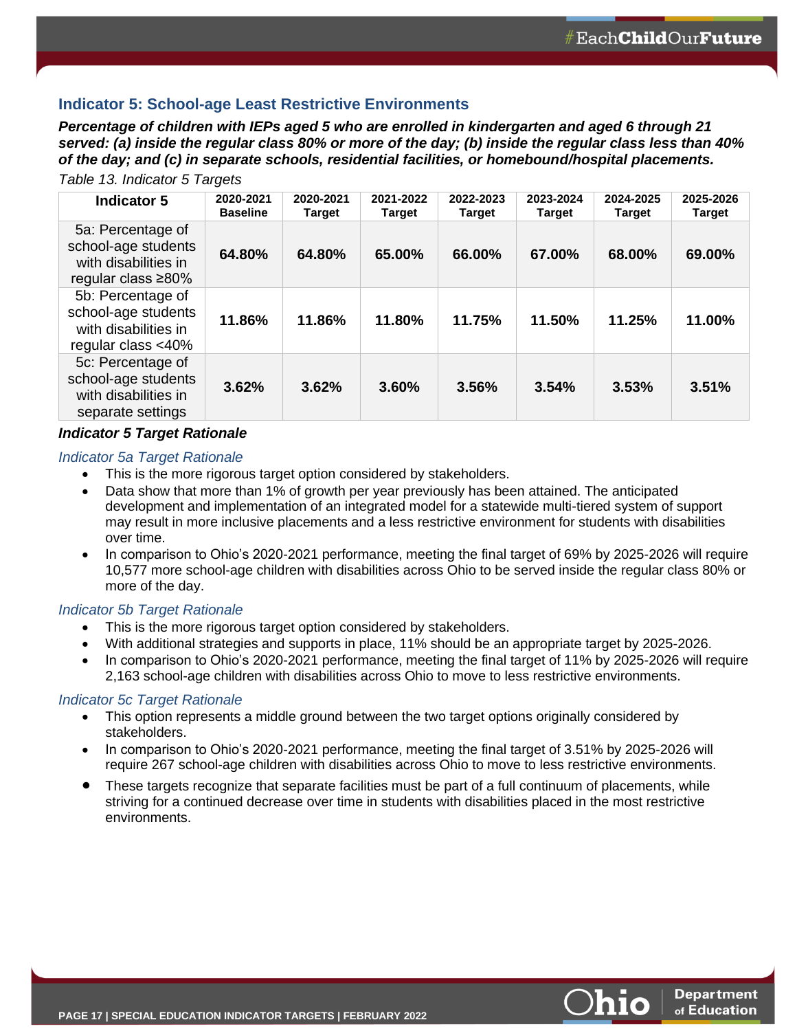## Indicator 5: School-age Least Restrictive Environments

***Percentage of children with IEPs aged 5 who are enrolled in kindergarten and aged 6 through 21 served: (a) inside the regular class 80% or more of the day; (b) inside the regular class less than 40% of the day; and (c) in separate schools, residential facilities, or homebound/hospital placements.***

*Table 13. Indicator 5 Targets*

| Indicator 5 | 2020-2021 Baseline | 2020-2021 Target | 2021-2022 Target | 2022-2023 Target | 2023-2024 Target | 2024-2025 Target | 2025-2026 Target |
|---|---|---|---|---|---|---|---|
| 5a: Percentage of school-age students with disabilities in regular class ≥80% | **64.80%** | **64.80%** | **65.00%** | **66.00%** | **67.00%** | **68.00%** | **69.00%** |
| 5b: Percentage of school-age students with disabilities in regular class <40% | **11.86%** | **11.86%** | **11.80%** | **11.75%** | **11.50%** | **11.25%** | **11.00%** |
| 5c: Percentage of school-age students with disabilities in separate settings | **3.62%** | **3.62%** | **3.60%** | **3.56%** | **3.54%** | **3.53%** | **3.51%** |

***Indicator 5 Target Rationale***

*Indicator 5a Target Rationale*

- This is the more rigorous target option considered by stakeholders.
- Data show that more than 1% of growth per year previously has been attained. The anticipated development and implementation of an integrated model for a statewide multi-tiered system of support may result in more inclusive placements and a less restrictive environment for students with disabilities over time.
- In comparison to Ohio's 2020-2021 performance, meeting the final target of 69% by 2025-2026 will require 10,577 more school-age children with disabilities across Ohio to be served inside the regular class 80% or more of the day.

*Indicator 5b Target Rationale*

- This is the more rigorous target option considered by stakeholders.
- With additional strategies and supports in place, 11% should be an appropriate target by 2025-2026.
- In comparison to Ohio's 2020-2021 performance, meeting the final target of 11% by 2025-2026 will require 2,163 school-age children with disabilities across Ohio to move to less restrictive environments.

*Indicator 5c Target Rationale*

- This option represents a middle ground between the two target options originally considered by stakeholders.
- In comparison to Ohio's 2020-2021 performance, meeting the final target of 3.51% by 2025-2026 will require 267 school-age children with disabilities across Ohio to move to less restrictive environments.
- These targets recognize that separate facilities must be part of a full continuum of placements, while striving for a continued decrease over time in students with disabilities placed in the most restrictive environments.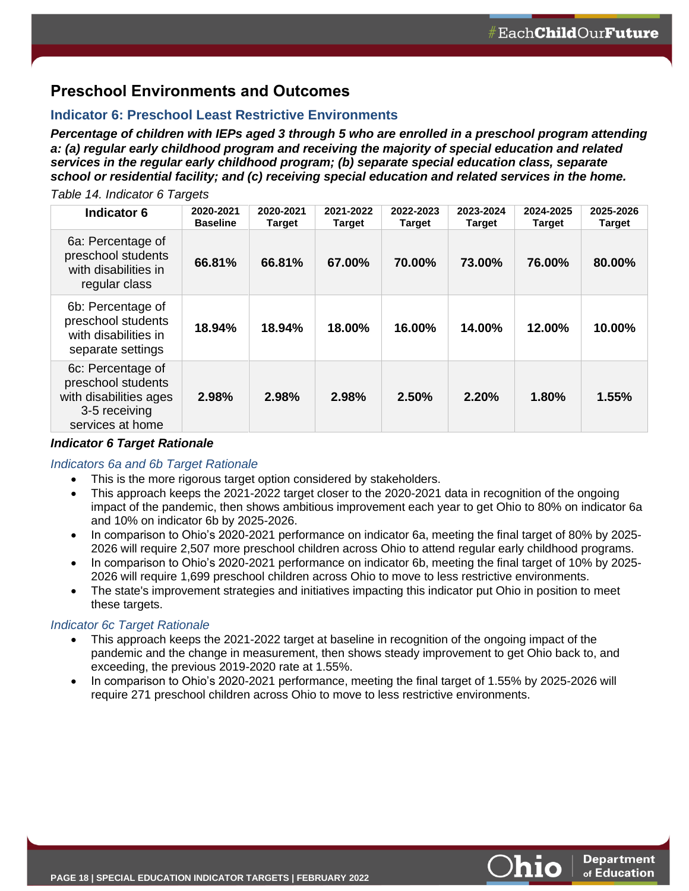## Preschool Environments and Outcomes

### Indicator 6: Preschool Least Restrictive Environments

***Percentage of children with IEPs aged 3 through 5 who are enrolled in a preschool program attending a: (a) regular early childhood program and receiving the majority of special education and related services in the regular early childhood program; (b) separate special education class, separate school or residential facility; and (c) receiving special education and related services in the home.***

*Table 14. Indicator 6 Targets*

| Indicator 6 | 2020-2021 Baseline | 2020-2021 Target | 2021-2022 Target | 2022-2023 Target | 2023-2024 Target | 2024-2025 Target | 2025-2026 Target |
|---|---|---|---|---|---|---|---|
| 6a: Percentage of preschool students with disabilities in regular class | **66.81%** | **66.81%** | **67.00%** | **70.00%** | **73.00%** | **76.00%** | **80.00%** |
| 6b: Percentage of preschool students with disabilities in separate settings | **18.94%** | **18.94%** | **18.00%** | **16.00%** | **14.00%** | **12.00%** | **10.00%** |
| 6c: Percentage of preschool students with disabilities ages 3-5 receiving services at home | **2.98%** | **2.98%** | **2.98%** | **2.50%** | **2.20%** | **1.80%** | **1.55%** |

***Indicator 6 Target Rationale***

*Indicators 6a and 6b Target Rationale*

- This is the more rigorous target option considered by stakeholders.
- This approach keeps the 2021-2022 target closer to the 2020-2021 data in recognition of the ongoing impact of the pandemic, then shows ambitious improvement each year to get Ohio to 80% on indicator 6a and 10% on indicator 6b by 2025-2026.
- In comparison to Ohio's 2020-2021 performance on indicator 6a, meeting the final target of 80% by 2025-2026 will require 2,507 more preschool children across Ohio to attend regular early childhood programs.
- In comparison to Ohio's 2020-2021 performance on indicator 6b, meeting the final target of 10% by 2025-2026 will require 1,699 preschool children across Ohio to move to less restrictive environments.
- The state's improvement strategies and initiatives impacting this indicator put Ohio in position to meet these targets.

*Indicator 6c Target Rationale*

- This approach keeps the 2021-2022 target at baseline in recognition of the ongoing impact of the pandemic and the change in measurement, then shows steady improvement to get Ohio back to, and exceeding, the previous 2019-2020 rate at 1.55%.
- In comparison to Ohio's 2020-2021 performance, meeting the final target of 1.55% by 2025-2026 will require 271 preschool children across Ohio to move to less restrictive environments.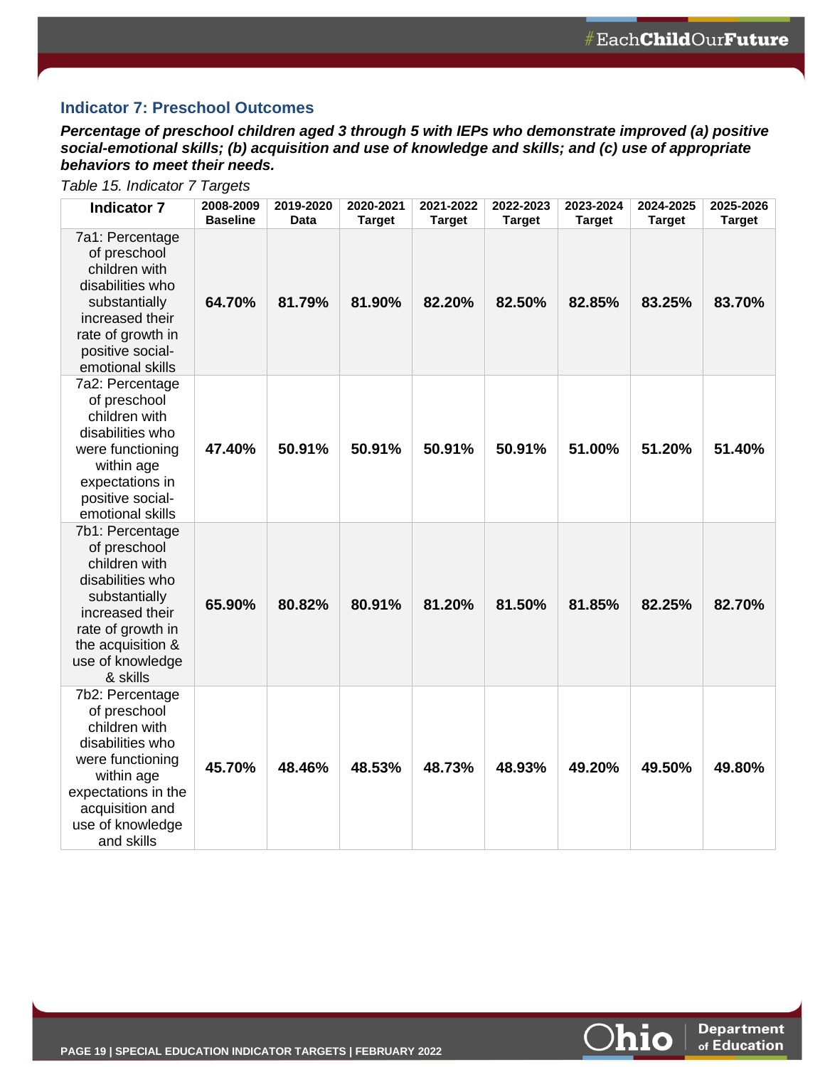## Indicator 7: Preschool Outcomes

***Percentage of preschool children aged 3 through 5 with IEPs who demonstrate improved (a) positive social-emotional skills; (b) acquisition and use of knowledge and skills; and (c) use of appropriate behaviors to meet their needs.***

*Table 15. Indicator 7 Targets*

| Indicator 7 | 2008-2009 Baseline | 2019-2020 Data | 2020-2021 Target | 2021-2022 Target | 2022-2023 Target | 2023-2024 Target | 2024-2025 Target | 2025-2026 Target |
|---|---|---|---|---|---|---|---|---|
| 7a1: Percentage of preschool children with disabilities who substantially increased their rate of growth in positive social-emotional skills | **64.70%** | **81.79%** | **81.90%** | **82.20%** | **82.50%** | **82.85%** | **83.25%** | **83.70%** |
| 7a2: Percentage of preschool children with disabilities who were functioning within age expectations in positive social-emotional skills | **47.40%** | **50.91%** | **50.91%** | **50.91%** | **50.91%** | **51.00%** | **51.20%** | **51.40%** |
| 7b1: Percentage of preschool children with disabilities who substantially increased their rate of growth in the acquisition & use of knowledge & skills | **65.90%** | **80.82%** | **80.91%** | **81.20%** | **81.50%** | **81.85%** | **82.25%** | **82.70%** |
| 7b2: Percentage of preschool children with disabilities who were functioning within age expectations in the acquisition and use of knowledge and skills | **45.70%** | **48.46%** | **48.53%** | **48.73%** | **48.93%** | **49.20%** | **49.50%** | **49.80%** |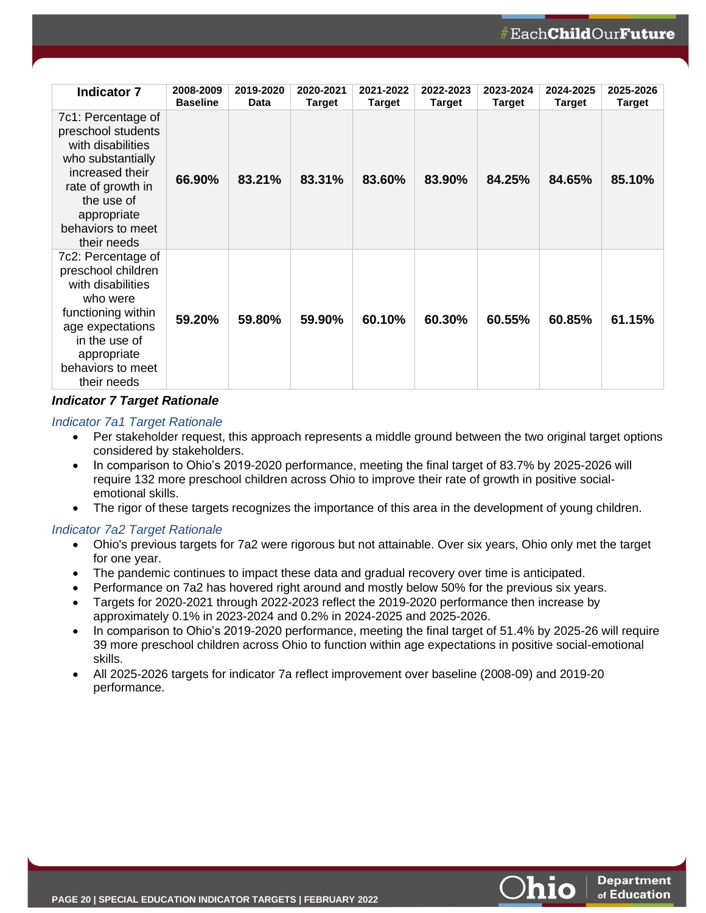| Indicator 7 | 2008-2009 Baseline | 2019-2020 Data | 2020-2021 Target | 2021-2022 Target | 2022-2023 Target | 2023-2024 Target | 2024-2025 Target | 2025-2026 Target |
|---|---|---|---|---|---|---|---|---|
| 7c1: Percentage of preschool students with disabilities who substantially increased their rate of growth in the use of appropriate behaviors to meet their needs | **66.90%** | **83.21%** | **83.31%** | **83.60%** | **83.90%** | **84.25%** | **84.65%** | **85.10%** |
| 7c2: Percentage of preschool children with disabilities who were functioning within age expectations in the use of appropriate behaviors to meet their needs | **59.20%** | **59.80%** | **59.90%** | **60.10%** | **60.30%** | **60.55%** | **60.85%** | **61.15%** |

***Indicator 7 Target Rationale***

*Indicator 7a1 Target Rationale*

- Per stakeholder request, this approach represents a middle ground between the two original target options considered by stakeholders.
- In comparison to Ohio's 2019-2020 performance, meeting the final target of 83.7% by 2025-2026 will require 132 more preschool children across Ohio to improve their rate of growth in positive social-emotional skills.
- The rigor of these targets recognizes the importance of this area in the development of young children.

*Indicator 7a2 Target Rationale*

- Ohio's previous targets for 7a2 were rigorous but not attainable. Over six years, Ohio only met the target for one year.
- The pandemic continues to impact these data and gradual recovery over time is anticipated.
- Performance on 7a2 has hovered right around and mostly below 50% for the previous six years.
- Targets for 2020-2021 through 2022-2023 reflect the 2019-2020 performance then increase by approximately 0.1% in 2023-2024 and 0.2% in 2024-2025 and 2025-2026.
- In comparison to Ohio's 2019-2020 performance, meeting the final target of 51.4% by 2025-26 will require 39 more preschool children across Ohio to function within age expectations in positive social-emotional skills.
- All 2025-2026 targets for indicator 7a reflect improvement over baseline (2008-09) and 2019-20 performance.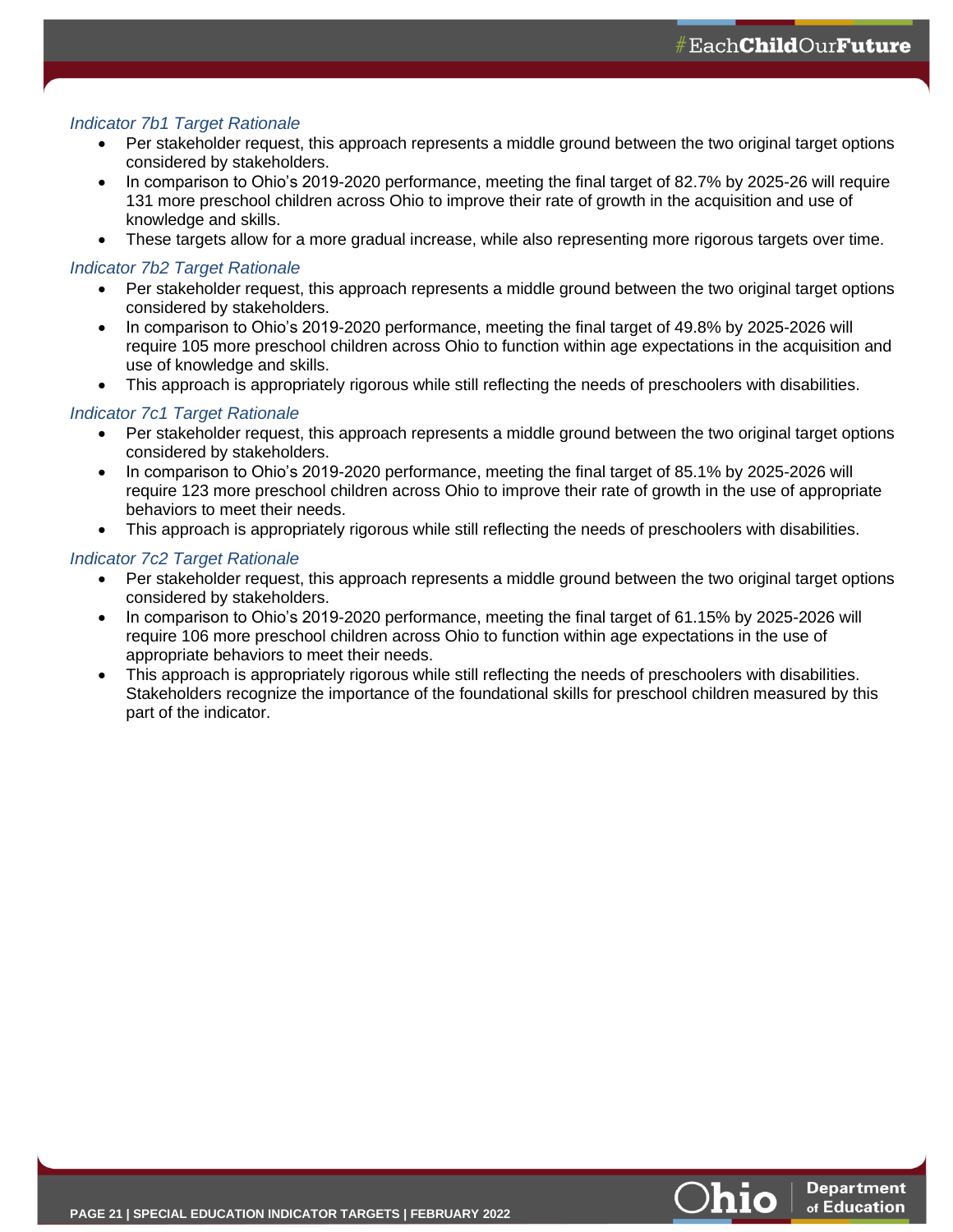### *Indicator 7b1 Target Rationale*

- Per stakeholder request, this approach represents a middle ground between the two original target options considered by stakeholders.
- In comparison to Ohio's 2019-2020 performance, meeting the final target of 82.7% by 2025-26 will require 131 more preschool children across Ohio to improve their rate of growth in the acquisition and use of knowledge and skills.
- These targets allow for a more gradual increase, while also representing more rigorous targets over time.

### *Indicator 7b2 Target Rationale*

- Per stakeholder request, this approach represents a middle ground between the two original target options considered by stakeholders.
- In comparison to Ohio's 2019-2020 performance, meeting the final target of 49.8% by 2025-2026 will require 105 more preschool children across Ohio to function within age expectations in the acquisition and use of knowledge and skills.
- This approach is appropriately rigorous while still reflecting the needs of preschoolers with disabilities.

### *Indicator 7c1 Target Rationale*

- Per stakeholder request, this approach represents a middle ground between the two original target options considered by stakeholders.
- In comparison to Ohio's 2019-2020 performance, meeting the final target of 85.1% by 2025-2026 will require 123 more preschool children across Ohio to improve their rate of growth in the use of appropriate behaviors to meet their needs.
- This approach is appropriately rigorous while still reflecting the needs of preschoolers with disabilities.

### *Indicator 7c2 Target Rationale*

- Per stakeholder request, this approach represents a middle ground between the two original target options considered by stakeholders.
- In comparison to Ohio's 2019-2020 performance, meeting the final target of 61.15% by 2025-2026 will require 106 more preschool children across Ohio to function within age expectations in the use of appropriate behaviors to meet their needs.
- This approach is appropriately rigorous while still reflecting the needs of preschoolers with disabilities. Stakeholders recognize the importance of the foundational skills for preschool children measured by this part of the indicator.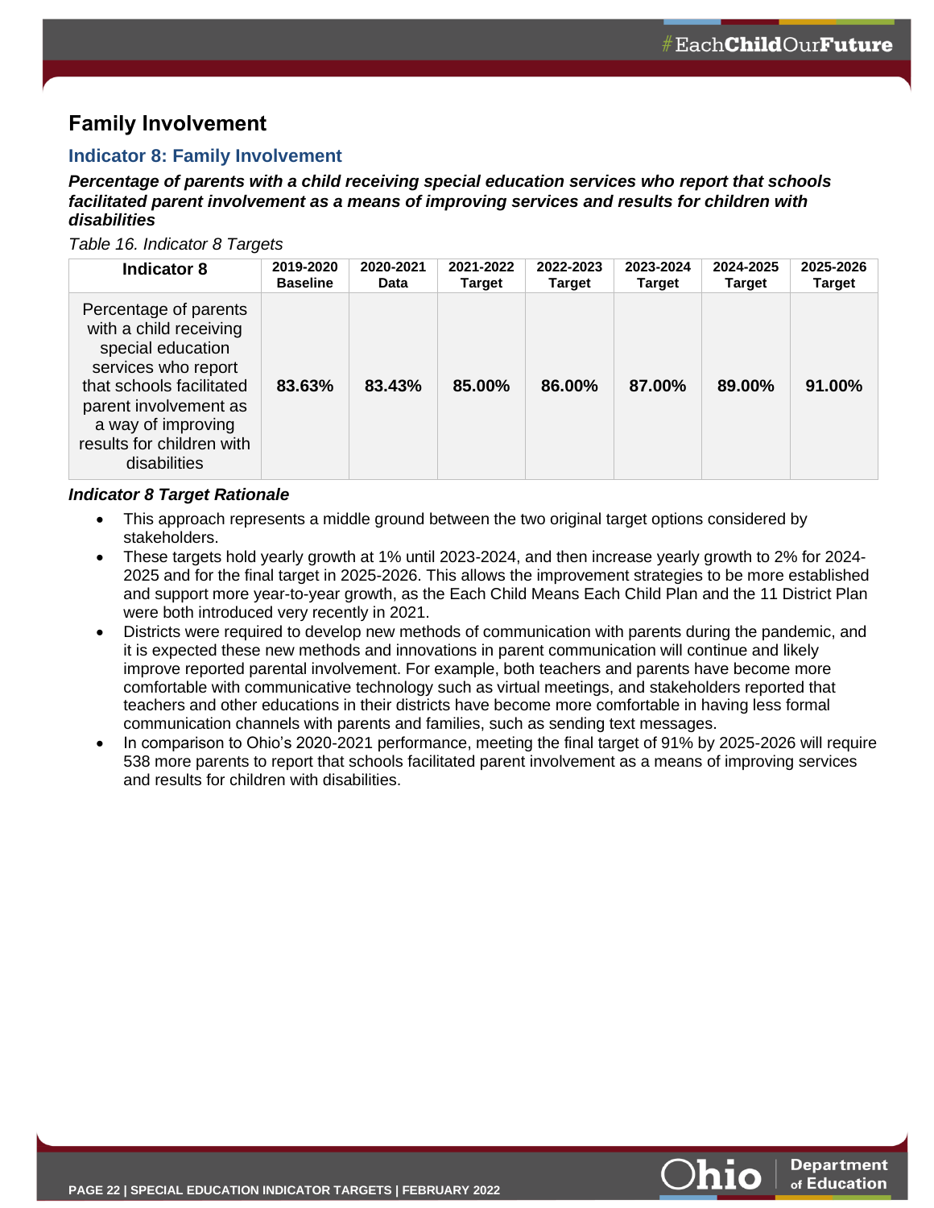## Family Involvement

### Indicator 8: Family Involvement

***Percentage of parents with a child receiving special education services who report that schools facilitated parent involvement as a means of improving services and results for children with disabilities***

*Table 16. Indicator 8 Targets*

| Indicator 8 | 2019-2020 Baseline | 2020-2021 Data | 2021-2022 Target | 2022-2023 Target | 2023-2024 Target | 2024-2025 Target | 2025-2026 Target |
|---|---|---|---|---|---|---|---|
| Percentage of parents with a child receiving special education services who report that schools facilitated parent involvement as a way of improving results for children with disabilities | **83.63%** | **83.43%** | **85.00%** | **86.00%** | **87.00%** | **89.00%** | **91.00%** |

***Indicator 8 Target Rationale***

- This approach represents a middle ground between the two original target options considered by stakeholders.
- These targets hold yearly growth at 1% until 2023-2024, and then increase yearly growth to 2% for 2024-2025 and for the final target in 2025-2026. This allows the improvement strategies to be more established and support more year-to-year growth, as the Each Child Means Each Child Plan and the 11 District Plan were both introduced very recently in 2021.
- Districts were required to develop new methods of communication with parents during the pandemic, and it is expected these new methods and innovations in parent communication will continue and likely improve reported parental involvement. For example, both teachers and parents have become more comfortable with communicative technology such as virtual meetings, and stakeholders reported that teachers and other educations in their districts have become more comfortable in having less formal communication channels with parents and families, such as sending text messages.
- In comparison to Ohio's 2020-2021 performance, meeting the final target of 91% by 2025-2026 will require 538 more parents to report that schools facilitated parent involvement as a means of improving services and results for children with disabilities.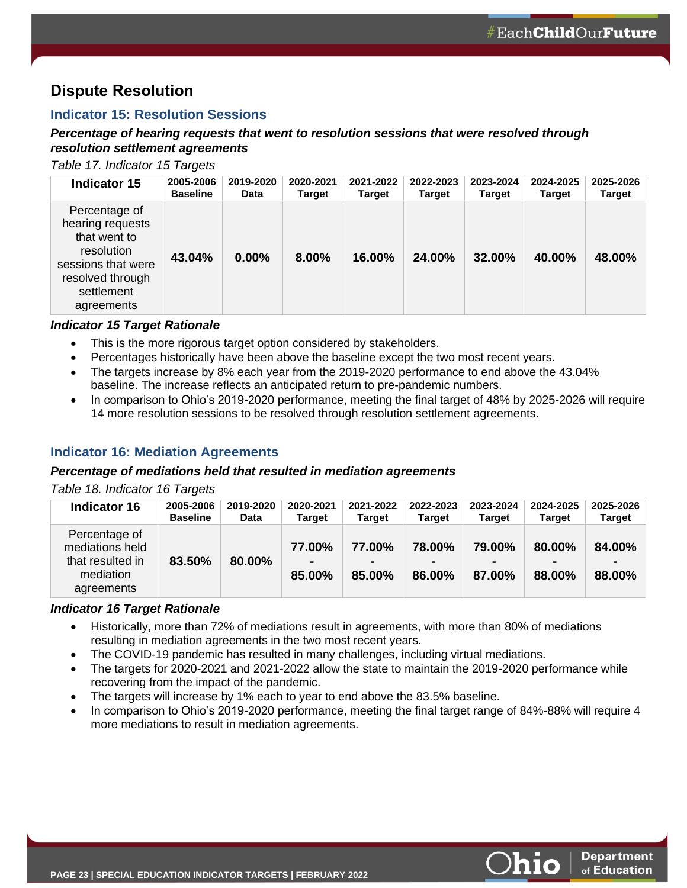## Dispute Resolution

### Indicator 15: Resolution Sessions

***Percentage of hearing requests that went to resolution sessions that were resolved through resolution settlement agreements***

*Table 17. Indicator 15 Targets*

| Indicator 15 | 2005-2006 Baseline | 2019-2020 Data | 2020-2021 Target | 2021-2022 Target | 2022-2023 Target | 2023-2024 Target | 2024-2025 Target | 2025-2026 Target |
|---|---|---|---|---|---|---|---|---|
| Percentage of hearing requests that went to resolution sessions that were resolved through settlement agreements | **43.04%** | **0.00%** | **8.00%** | **16.00%** | **24.00%** | **32.00%** | **40.00%** | **48.00%** |

***Indicator 15 Target Rationale***

- This is the more rigorous target option considered by stakeholders.
- Percentages historically have been above the baseline except the two most recent years.
- The targets increase by 8% each year from the 2019-2020 performance to end above the 43.04% baseline. The increase reflects an anticipated return to pre-pandemic numbers.
- In comparison to Ohio's 2019-2020 performance, meeting the final target of 48% by 2025-2026 will require 14 more resolution sessions to be resolved through resolution settlement agreements.

### Indicator 16: Mediation Agreements

***Percentage of mediations held that resulted in mediation agreements***

*Table 18. Indicator 16 Targets*

| Indicator 16 | 2005-2006 Baseline | 2019-2020 Data | 2020-2021 Target | 2021-2022 Target | 2022-2023 Target | 2023-2024 Target | 2024-2025 Target | 2025-2026 Target |
|---|---|---|---|---|---|---|---|---|
| Percentage of mediations held that resulted in mediation agreements | **83.50%** | **80.00%** | **77.00% - 85.00%** | **77.00% - 85.00%** | **78.00% - 86.00%** | **79.00% - 87.00%** | **80.00% - 88.00%** | **84.00% - 88.00%** |

***Indicator 16 Target Rationale***

- Historically, more than 72% of mediations result in agreements, with more than 80% of mediations resulting in mediation agreements in the two most recent years.
- The COVID-19 pandemic has resulted in many challenges, including virtual mediations.
- The targets for 2020-2021 and 2021-2022 allow the state to maintain the 2019-2020 performance while recovering from the impact of the pandemic.
- The targets will increase by 1% each to year to end above the 83.5% baseline.
- In comparison to Ohio's 2019-2020 performance, meeting the final target range of 84%-88% will require 4 more mediations to result in mediation agreements.